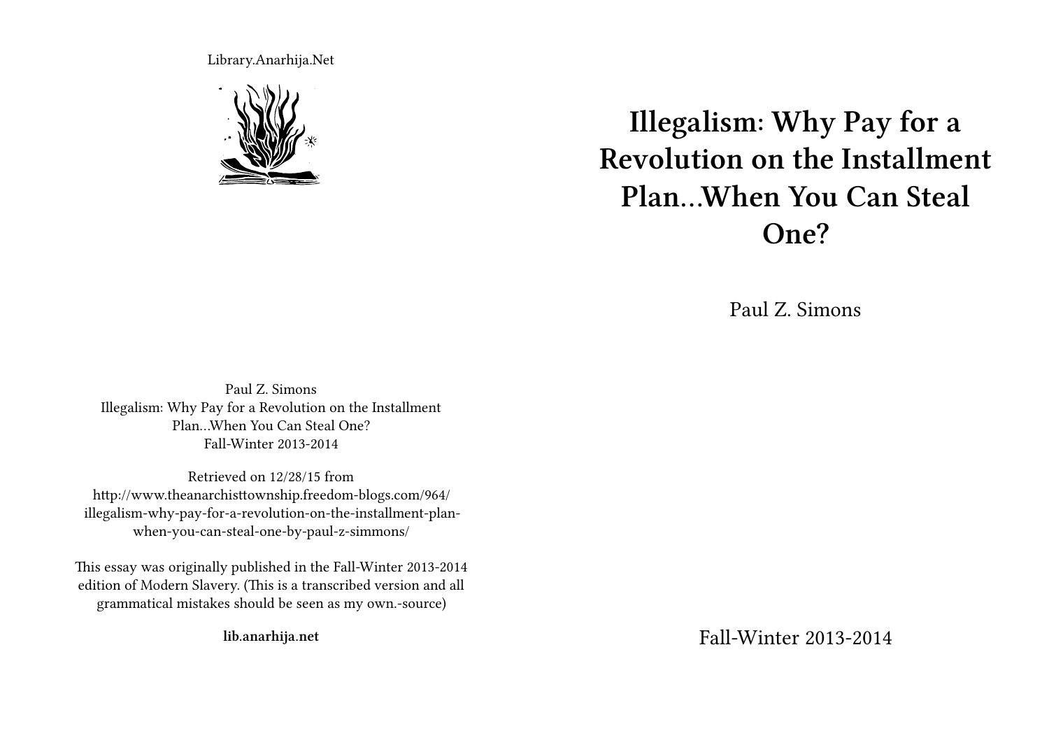# Illegalism: Why Pay for a Revolution on the Installment Plan…When You Can Steal One?

Paul Z. Simons

Fall-Winter 2013-2014

Library.Anarhija.Net

Paul Z. Simons
Illegalism: Why Pay for a Revolution on the Installment Plan…When You Can Steal One?
Fall-Winter 2013-2014

Retrieved on 12/28/15 from http://www.theanarchisttownship.freedom-blogs.com/964/illegalism-why-pay-for-a-revolution-on-the-installment-plan-when-you-can-steal-one-by-paul-z-simmons/

This essay was originally published in the Fall-Winter 2013-2014 edition of Modern Slavery. (This is a transcribed version and all grammatical mistakes should be seen as my own.-source)

**lib.anarhija.net**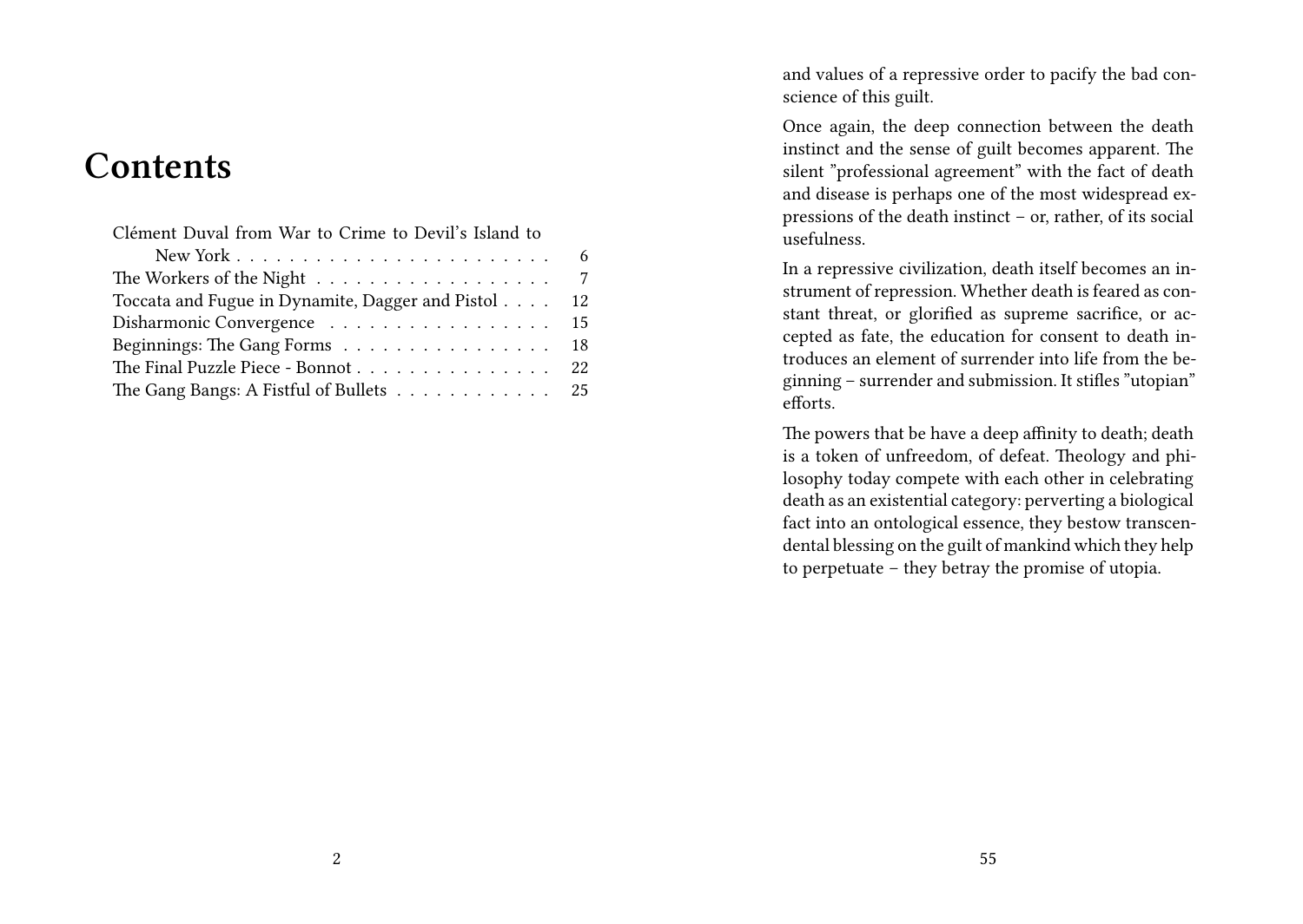# Contents

Clément Duval from War to Crime to Devil's Island to New York . . . 6
The Workers of the Night . . . 7
Toccata and Fugue in Dynamite, Dagger and Pistol . . . 12
Disharmonic Convergence . . . 15
Beginnings: The Gang Forms . . . 18
The Final Puzzle Piece - Bonnot . . . 22
The Gang Bangs: A Fistful of Bullets . . . 25

and values of a repressive order to pacify the bad conscience of this guilt.

Once again, the deep connection between the death instinct and the sense of guilt becomes apparent. The silent "professional agreement" with the fact of death and disease is perhaps one of the most widespread expressions of the death instinct – or, rather, of its social usefulness.

In a repressive civilization, death itself becomes an instrument of repression. Whether death is feared as constant threat, or glorified as supreme sacrifice, or accepted as fate, the education for consent to death introduces an element of surrender into life from the beginning – surrender and submission. It stifles "utopian" efforts.

The powers that be have a deep affinity to death; death is a token of unfreedom, of defeat. Theology and philosophy today compete with each other in celebrating death as an existential category: perverting a biological fact into an ontological essence, they bestow transcendental blessing on the guilt of mankind which they help to perpetuate – they betray the promise of utopia.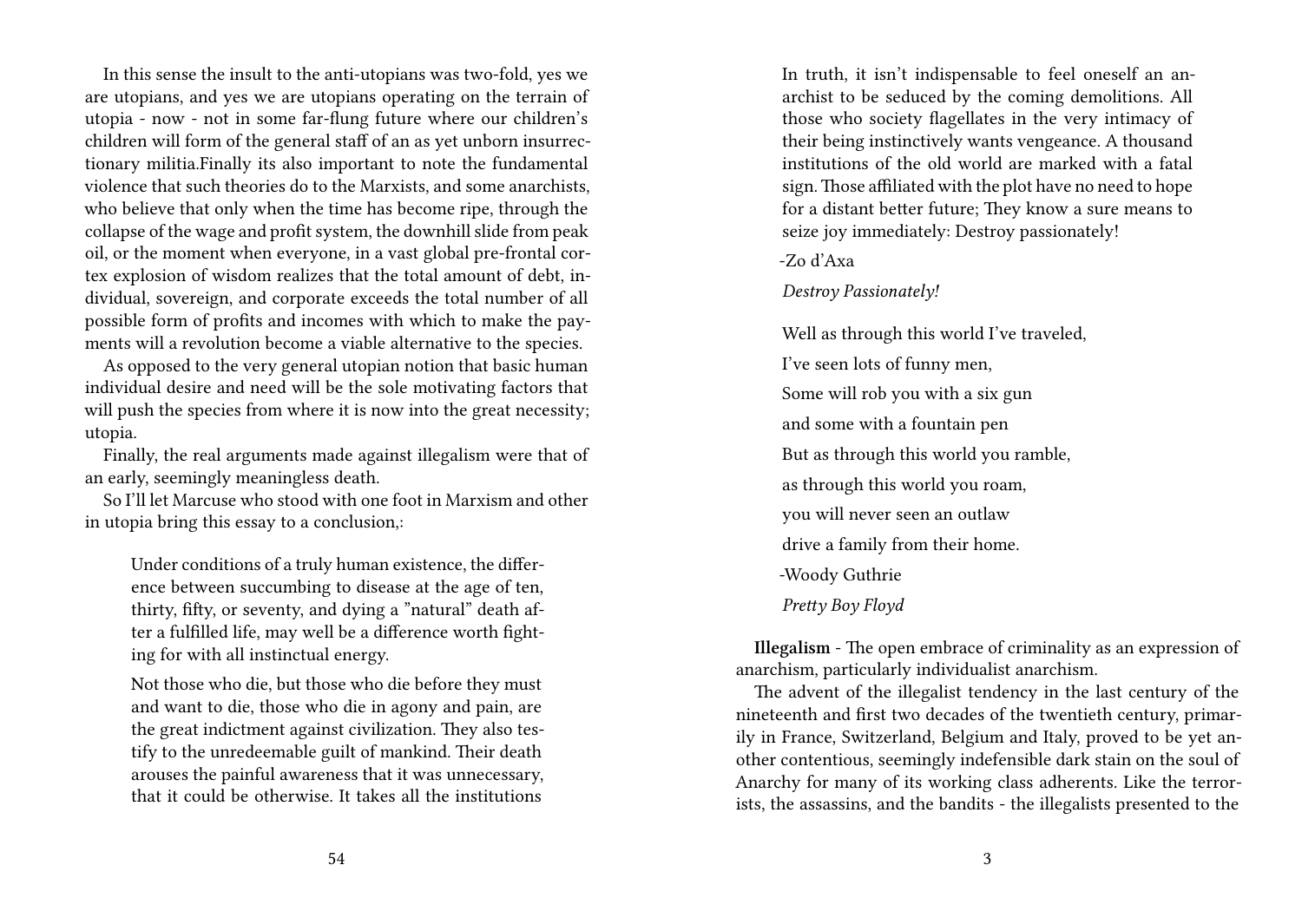In this sense the insult to the anti-utopians was two-fold, yes we are utopians, and yes we are utopians operating on the terrain of utopia - now - not in some far-flung future where our children's children will form of the general staff of an as yet unborn insurrectionary militia.Finally its also important to note the fundamental violence that such theories do to the Marxists, and some anarchists, who believe that only when the time has become ripe, through the collapse of the wage and profit system, the downhill slide from peak oil, or the moment when everyone, in a vast global pre-frontal cortex explosion of wisdom realizes that the total amount of debt, individual, sovereign, and corporate exceeds the total number of all possible form of profits and incomes with which to make the payments will a revolution become a viable alternative to the species.

As opposed to the very general utopian notion that basic human individual desire and need will be the sole motivating factors that will push the species from where it is now into the great necessity; utopia.

Finally, the real arguments made against illegalism were that of an early, seemingly meaningless death.

So I'll let Marcuse who stood with one foot in Marxism and other in utopia bring this essay to a conclusion,:

> Under conditions of a truly human existence, the difference between succumbing to disease at the age of ten, thirty, fifty, or seventy, and dying a "natural" death after a fulfilled life, may well be a difference worth fighting for with all instinctual energy.
>
> Not those who die, but those who die before they must and want to die, those who die in agony and pain, are the great indictment against civilization. They also testify to the unredeemable guilt of mankind. Their death arouses the painful awareness that it was unnecessary, that it could be otherwise. It takes all the institutions

> In truth, it isn't indispensable to feel oneself an anarchist to be seduced by the coming demolitions. All those who society flagellates in the very intimacy of their being instinctively wants vengeance. A thousand institutions of the old world are marked with a fatal sign. Those affiliated with the plot have no need to hope for a distant better future; They know a sure means to seize joy immediately: Destroy passionately!
>
> -Zo d'Axa
>
> *Destroy Passionately!*
>
> Well as through this world I've traveled,
>
> I've seen lots of funny men,
>
> Some will rob you with a six gun
>
> and some with a fountain pen
>
> But as through this world you ramble,
>
> as through this world you roam,
>
> you will never seen an outlaw
>
> drive a family from their home.
>
> -Woody Guthrie
>
> *Pretty Boy Floyd*

**Illegalism** - The open embrace of criminality as an expression of anarchism, particularly individualist anarchism.

The advent of the illegalist tendency in the last century of the nineteenth and first two decades of the twentieth century, primarily in France, Switzerland, Belgium and Italy, proved to be yet another contentious, seemingly indefensible dark stain on the soul of Anarchy for many of its working class adherents. Like the terrorists, the assassins, and the bandits - the illegalists presented to the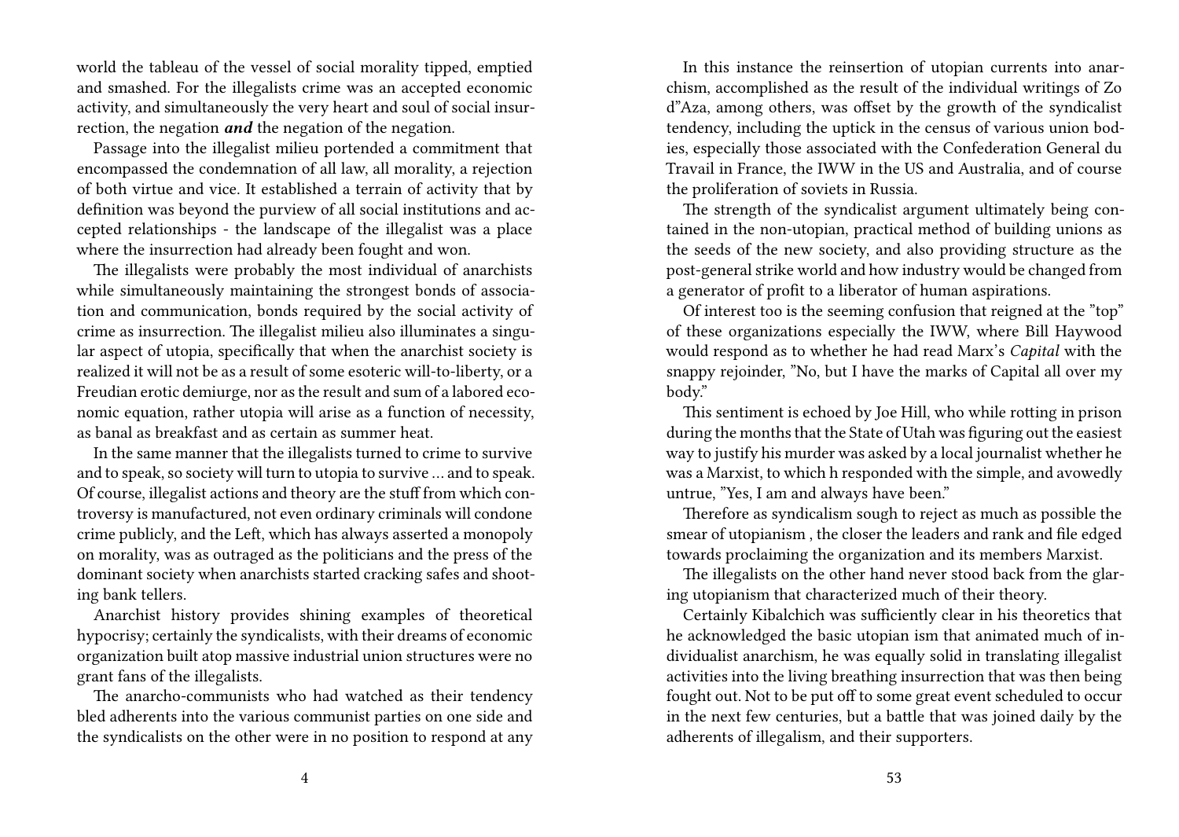world the tableau of the vessel of social morality tipped, emptied and smashed. For the illegalists crime was an accepted economic activity, and simultaneously the very heart and soul of social insurrection, the negation ***and*** the negation of the negation.

Passage into the illegalist milieu portended a commitment that encompassed the condemnation of all law, all morality, a rejection of both virtue and vice. It established a terrain of activity that by definition was beyond the purview of all social institutions and accepted relationships - the landscape of the illegalist was a place where the insurrection had already been fought and won.

The illegalists were probably the most individual of anarchists while simultaneously maintaining the strongest bonds of association and communication, bonds required by the social activity of crime as insurrection. The illegalist milieu also illuminates a singular aspect of utopia, specifically that when the anarchist society is realized it will not be as a result of some esoteric will-to-liberty, or a Freudian erotic demiurge, nor as the result and sum of a labored economic equation, rather utopia will arise as a function of necessity, as banal as breakfast and as certain as summer heat.

In the same manner that the illegalists turned to crime to survive and to speak, so society will turn to utopia to survive … and to speak. Of course, illegalist actions and theory are the stuff from which controversy is manufactured, not even ordinary criminals will condone crime publicly, and the Left, which has always asserted a monopoly on morality, was as outraged as the politicians and the press of the dominant society when anarchists started cracking safes and shooting bank tellers.

Anarchist history provides shining examples of theoretical hypocrisy; certainly the syndicalists, with their dreams of economic organization built atop massive industrial union structures were no grant fans of the illegalists.

The anarcho-communists who had watched as their tendency bled adherents into the various communist parties on one side and the syndicalists on the other were in no position to respond at any

In this instance the reinsertion of utopian currents into anarchism, accomplished as the result of the individual writings of Zo d"Aza, among others, was offset by the growth of the syndicalist tendency, including the uptick in the census of various union bodies, especially those associated with the Confederation General du Travail in France, the IWW in the US and Australia, and of course the proliferation of soviets in Russia.

The strength of the syndicalist argument ultimately being contained in the non-utopian, practical method of building unions as the seeds of the new society, and also providing structure as the post-general strike world and how industry would be changed from a generator of profit to a liberator of human aspirations.

Of interest too is the seeming confusion that reigned at the "top" of these organizations especially the IWW, where Bill Haywood would respond as to whether he had read Marx's *Capital* with the snappy rejoinder, "No, but I have the marks of Capital all over my body."

This sentiment is echoed by Joe Hill, who while rotting in prison during the months that the State of Utah was figuring out the easiest way to justify his murder was asked by a local journalist whether he was a Marxist, to which h responded with the simple, and avowedly untrue, "Yes, I am and always have been."

Therefore as syndicalism sough to reject as much as possible the smear of utopianism , the closer the leaders and rank and file edged towards proclaiming the organization and its members Marxist.

The illegalists on the other hand never stood back from the glaring utopianism that characterized much of their theory.

Certainly Kibalchich was sufficiently clear in his theoretics that he acknowledged the basic utopian ism that animated much of individualist anarchism, he was equally solid in translating illegalist activities into the living breathing insurrection that was then being fought out. Not to be put off to some great event scheduled to occur in the next few centuries, but a battle that was joined daily by the adherents of illegalism, and their supporters.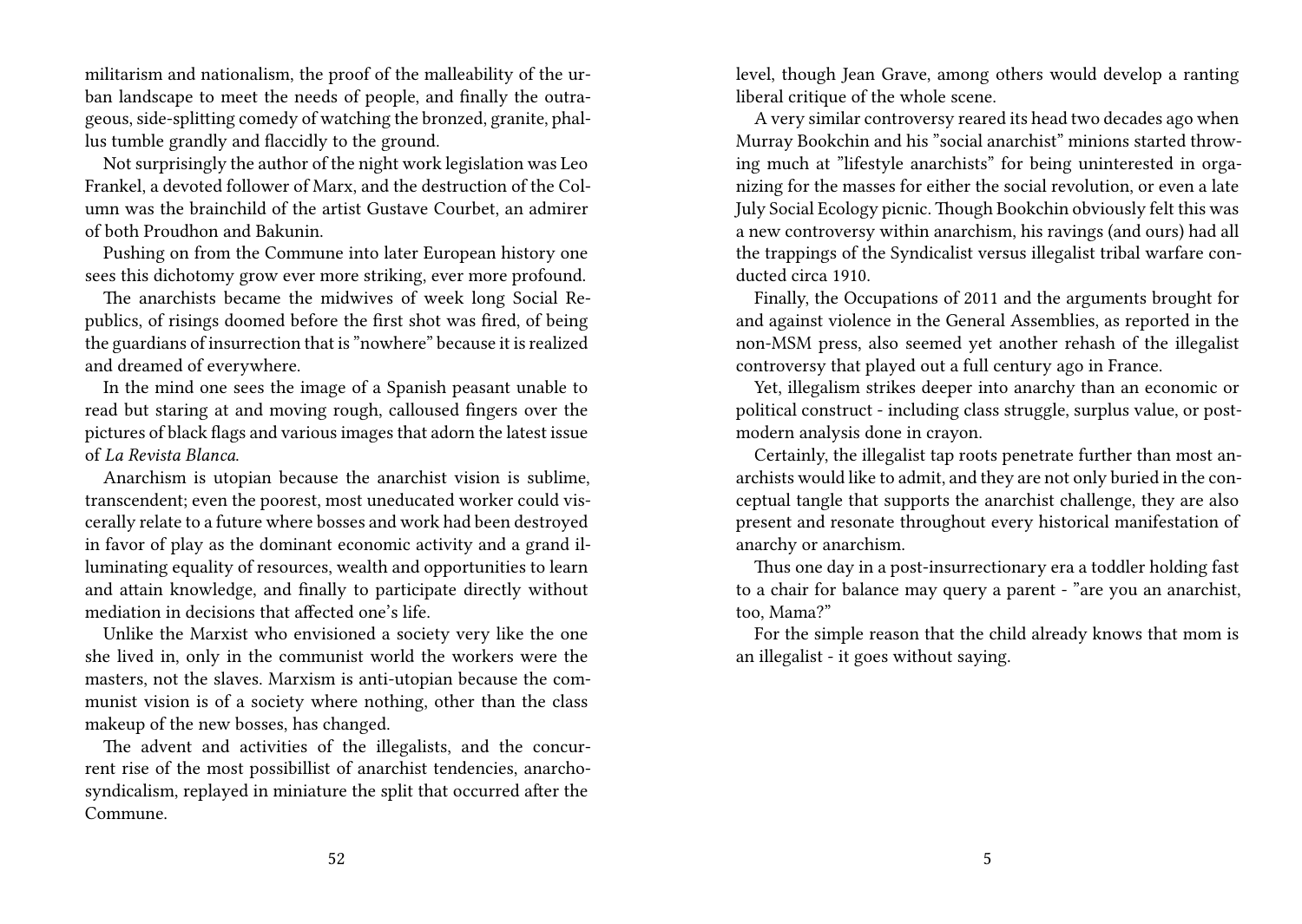militarism and nationalism, the proof of the malleability of the urban landscape to meet the needs of people, and finally the outrageous, side-splitting comedy of watching the bronzed, granite, phallus tumble grandly and flaccidly to the ground.

Not surprisingly the author of the night work legislation was Leo Frankel, a devoted follower of Marx, and the destruction of the Column was the brainchild of the artist Gustave Courbet, an admirer of both Proudhon and Bakunin.

Pushing on from the Commune into later European history one sees this dichotomy grow ever more striking, ever more profound.

The anarchists became the midwives of week long Social Republics, of risings doomed before the first shot was fired, of being the guardians of insurrection that is "nowhere" because it is realized and dreamed of everywhere.

In the mind one sees the image of a Spanish peasant unable to read but staring at and moving rough, calloused fingers over the pictures of black flags and various images that adorn the latest issue of *La Revista Blanca.*

Anarchism is utopian because the anarchist vision is sublime, transcendent; even the poorest, most uneducated worker could viscerally relate to a future where bosses and work had been destroyed in favor of play as the dominant economic activity and a grand illuminating equality of resources, wealth and opportunities to learn and attain knowledge, and finally to participate directly without mediation in decisions that affected one's life.

Unlike the Marxist who envisioned a society very like the one she lived in, only in the communist world the workers were the masters, not the slaves. Marxism is anti-utopian because the communist vision is of a society where nothing, other than the class makeup of the new bosses, has changed.

The advent and activities of the illegalists, and the concurrent rise of the most possibillist of anarchist tendencies, anarcho-syndicalism, replayed in miniature the split that occurred after the Commune.

level, though Jean Grave, among others would develop a ranting liberal critique of the whole scene.

A very similar controversy reared its head two decades ago when Murray Bookchin and his "social anarchist" minions started throwing much at "lifestyle anarchists" for being uninterested in organizing for the masses for either the social revolution, or even a late July Social Ecology picnic. Though Bookchin obviously felt this was a new controversy within anarchism, his ravings (and ours) had all the trappings of the Syndicalist versus illegalist tribal warfare conducted circa 1910.

Finally, the Occupations of 2011 and the arguments brought for and against violence in the General Assemblies, as reported in the non-MSM press, also seemed yet another rehash of the illegalist controversy that played out a full century ago in France.

Yet, illegalism strikes deeper into anarchy than an economic or political construct - including class struggle, surplus value, or post-modern analysis done in crayon.

Certainly, the illegalist tap roots penetrate further than most anarchists would like to admit, and they are not only buried in the conceptual tangle that supports the anarchist challenge, they are also present and resonate throughout every historical manifestation of anarchy or anarchism.

Thus one day in a post-insurrectionary era a toddler holding fast to a chair for balance may query a parent - "are you an anarchist, too, Mama?"

For the simple reason that the child already knows that mom is an illegalist - it goes without saying.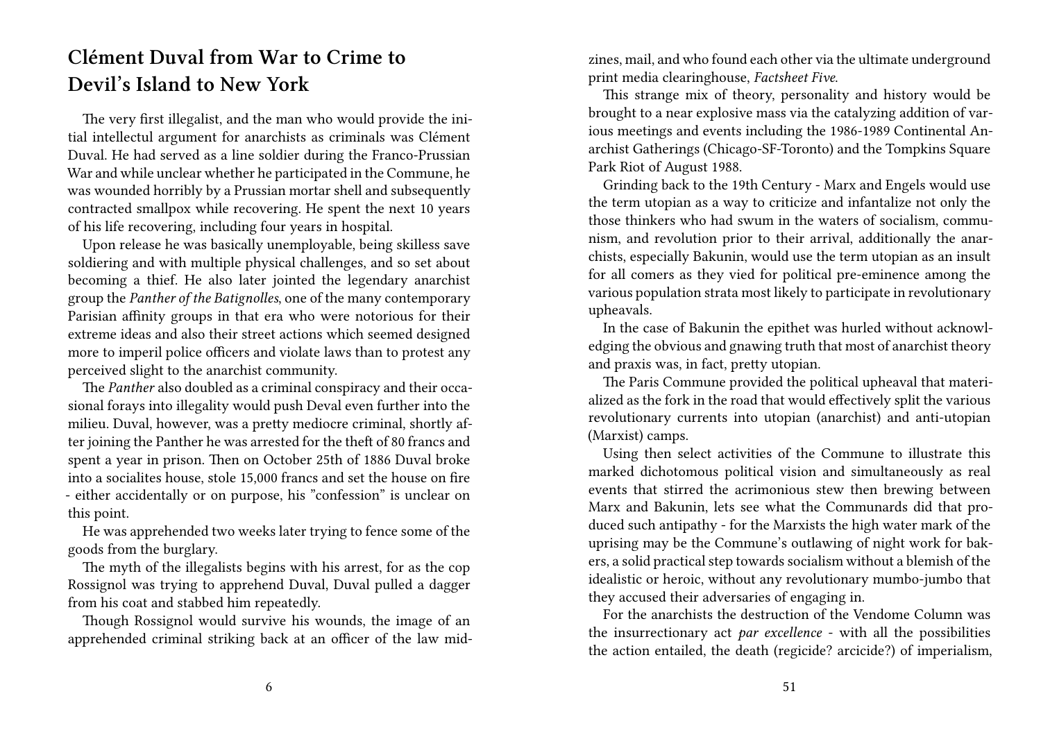## Clément Duval from War to Crime to Devil's Island to New York

The very first illegalist, and the man who would provide the initial intellectul argument for anarchists as criminals was Clément Duval. He had served as a line soldier during the Franco-Prussian War and while unclear whether he participated in the Commune, he was wounded horribly by a Prussian mortar shell and subsequently contracted smallpox while recovering. He spent the next 10 years of his life recovering, including four years in hospital.

Upon release he was basically unemployable, being skilless save soldiering and with multiple physical challenges, and so set about becoming a thief. He also later jointed the legendary anarchist group the *Panther of the Batignolles*, one of the many contemporary Parisian affinity groups in that era who were notorious for their extreme ideas and also their street actions which seemed designed more to imperil police officers and violate laws than to protest any perceived slight to the anarchist community.

The *Panther* also doubled as a criminal conspiracy and their occasional forays into illegality would push Deval even further into the milieu. Duval, however, was a pretty mediocre criminal, shortly after joining the Panther he was arrested for the theft of 80 francs and spent a year in prison. Then on October 25th of 1886 Duval broke into a socialites house, stole 15,000 francs and set the house on fire - either accidentally or on purpose, his "confession" is unclear on this point.

He was apprehended two weeks later trying to fence some of the goods from the burglary.

The myth of the illegalists begins with his arrest, for as the cop Rossignol was trying to apprehend Duval, Duval pulled a dagger from his coat and stabbed him repeatedly.

Though Rossignol would survive his wounds, the image of an apprehended criminal striking back at an officer of the law mid-

zines, mail, and who found each other via the ultimate underground print media clearinghouse, *Factsheet Five*.

This strange mix of theory, personality and history would be brought to a near explosive mass via the catalyzing addition of various meetings and events including the 1986-1989 Continental Anarchist Gatherings (Chicago-SF-Toronto) and the Tompkins Square Park Riot of August 1988.

Grinding back to the 19th Century - Marx and Engels would use the term utopian as a way to criticize and infantalize not only the those thinkers who had swum in the waters of socialism, communism, and revolution prior to their arrival, additionally the anarchists, especially Bakunin, would use the term utopian as an insult for all comers as they vied for political pre-eminence among the various population strata most likely to participate in revolutionary upheavals.

In the case of Bakunin the epithet was hurled without acknowledging the obvious and gnawing truth that most of anarchist theory and praxis was, in fact, pretty utopian.

The Paris Commune provided the political upheaval that materialized as the fork in the road that would effectively split the various revolutionary currents into utopian (anarchist) and anti-utopian (Marxist) camps.

Using then select activities of the Commune to illustrate this marked dichotomous political vision and simultaneously as real events that stirred the acrimonious stew then brewing between Marx and Bakunin, lets see what the Communards did that produced such antipathy - for the Marxists the high water mark of the uprising may be the Commune's outlawing of night work for bakers, a solid practical step towards socialism without a blemish of the idealistic or heroic, without any revolutionary mumbo-jumbo that they accused their adversaries of engaging in.

For the anarchists the destruction of the Vendome Column was the insurrectionary act *par excellence* - with all the possibilities the action entailed, the death (regicide? arcicide?) of imperialism,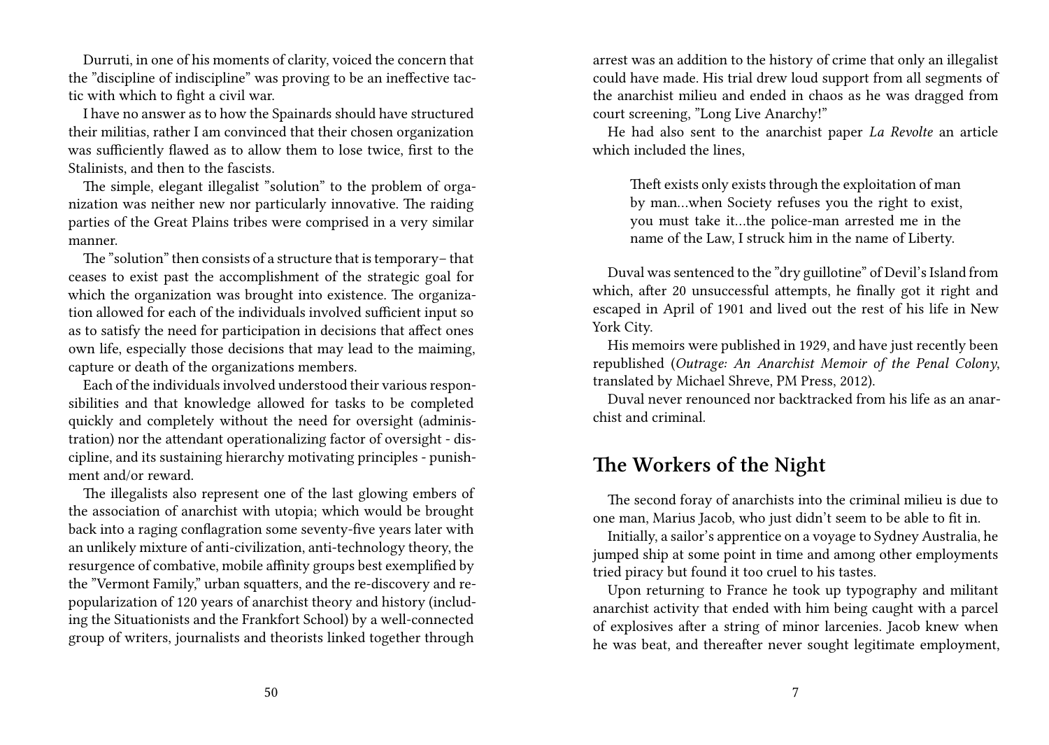Durruti, in one of his moments of clarity, voiced the concern that the "discipline of indiscipline" was proving to be an ineffective tactic with which to fight a civil war.

I have no answer as to how the Spainards should have structured their militias, rather I am convinced that their chosen organization was sufficiently flawed as to allow them to lose twice, first to the Stalinists, and then to the fascists.

The simple, elegant illegalist "solution" to the problem of organization was neither new nor particularly innovative. The raiding parties of the Great Plains tribes were comprised in a very similar manner.

The "solution" then consists of a structure that is temporary– that ceases to exist past the accomplishment of the strategic goal for which the organization was brought into existence. The organization allowed for each of the individuals involved sufficient input so as to satisfy the need for participation in decisions that affect ones own life, especially those decisions that may lead to the maiming, capture or death of the organizations members.

Each of the individuals involved understood their various responsibilities and that knowledge allowed for tasks to be completed quickly and completely without the need for oversight (administration) nor the attendant operationalizing factor of oversight - discipline, and its sustaining hierarchy motivating principles - punishment and/or reward.

The illegalists also represent one of the last glowing embers of the association of anarchist with utopia; which would be brought back into a raging conflagration some seventy-five years later with an unlikely mixture of anti-civilization, anti-technology theory, the resurgence of combative, mobile affinity groups best exemplified by the "Vermont Family," urban squatters, and the re-discovery and re-popularization of 120 years of anarchist theory and history (including the Situationists and the Frankfort School) by a well-connected group of writers, journalists and theorists linked together through

arrest was an addition to the history of crime that only an illegalist could have made. His trial drew loud support from all segments of the anarchist milieu and ended in chaos as he was dragged from court screening, "Long Live Anarchy!"

He had also sent to the anarchist paper *La Revolte* an article which included the lines,

> Theft exists only exists through the exploitation of man by man…when Society refuses you the right to exist, you must take it…the police-man arrested me in the name of the Law, I struck him in the name of Liberty.

Duval was sentenced to the "dry guillotine" of Devil's Island from which, after 20 unsuccessful attempts, he finally got it right and escaped in April of 1901 and lived out the rest of his life in New York City.

His memoirs were published in 1929, and have just recently been republished (*Outrage: An Anarchist Memoir of the Penal Colony*, translated by Michael Shreve, PM Press, 2012).

Duval never renounced nor backtracked from his life as an anarchist and criminal.

## The Workers of the Night

The second foray of anarchists into the criminal milieu is due to one man, Marius Jacob, who just didn't seem to be able to fit in.

Initially, a sailor's apprentice on a voyage to Sydney Australia, he jumped ship at some point in time and among other employments tried piracy but found it too cruel to his tastes.

Upon returning to France he took up typography and militant anarchist activity that ended with him being caught with a parcel of explosives after a string of minor larcenies. Jacob knew when he was beat, and thereafter never sought legitimate employment,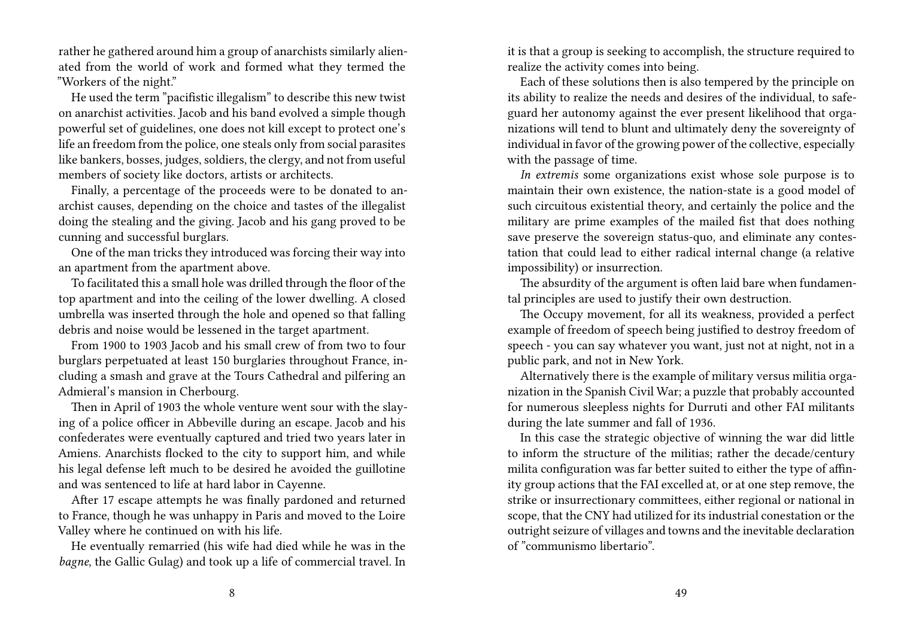rather he gathered around him a group of anarchists similarly alienated from the world of work and formed what they termed the "Workers of the night."

He used the term "pacifistic illegalism" to describe this new twist on anarchist activities. Jacob and his band evolved a simple though powerful set of guidelines, one does not kill except to protect one's life an freedom from the police, one steals only from social parasites like bankers, bosses, judges, soldiers, the clergy, and not from useful members of society like doctors, artists or architects.

Finally, a percentage of the proceeds were to be donated to anarchist causes, depending on the choice and tastes of the illegalist doing the stealing and the giving. Jacob and his gang proved to be cunning and successful burglars.

One of the man tricks they introduced was forcing their way into an apartment from the apartment above.

To facilitated this a small hole was drilled through the floor of the top apartment and into the ceiling of the lower dwelling. A closed umbrella was inserted through the hole and opened so that falling debris and noise would be lessened in the target apartment.

From 1900 to 1903 Jacob and his small crew of from two to four burglars perpetuated at least 150 burglaries throughout France, including a smash and grave at the Tours Cathedral and pilfering an Admieral's mansion in Cherbourg.

Then in April of 1903 the whole venture went sour with the slaying of a police officer in Abbeville during an escape. Jacob and his confederates were eventually captured and tried two years later in Amiens. Anarchists flocked to the city to support him, and while his legal defense left much to be desired he avoided the guillotine and was sentenced to life at hard labor in Cayenne.

After 17 escape attempts he was finally pardoned and returned to France, though he was unhappy in Paris and moved to the Loire Valley where he continued on with his life.

He eventually remarried (his wife had died while he was in the *bagne*, the Gallic Gulag) and took up a life of commercial travel. In

it is that a group is seeking to accomplish, the structure required to realize the activity comes into being.

Each of these solutions then is also tempered by the principle on its ability to realize the needs and desires of the individual, to safeguard her autonomy against the ever present likelihood that organizations will tend to blunt and ultimately deny the sovereignty of individual in favor of the growing power of the collective, especially with the passage of time.

*In extremis* some organizations exist whose sole purpose is to maintain their own existence, the nation-state is a good model of such circuitous existential theory, and certainly the police and the military are prime examples of the mailed fist that does nothing save preserve the sovereign status-quo, and eliminate any contestation that could lead to either radical internal change (a relative impossibility) or insurrection.

The absurdity of the argument is often laid bare when fundamental principles are used to justify their own destruction.

The Occupy movement, for all its weakness, provided a perfect example of freedom of speech being justified to destroy freedom of speech - you can say whatever you want, just not at night, not in a public park, and not in New York.

Alternatively there is the example of military versus militia organization in the Spanish Civil War; a puzzle that probably accounted for numerous sleepless nights for Durruti and other FAI militants during the late summer and fall of 1936.

In this case the strategic objective of winning the war did little to inform the structure of the militias; rather the decade/century milita configuration was far better suited to either the type of affinity group actions that the FAI excelled at, or at one step remove, the strike or insurrectionary committees, either regional or national in scope, that the CNY had utilized for its industrial conestation or the outright seizure of villages and towns and the inevitable declaration of "communismo libertario".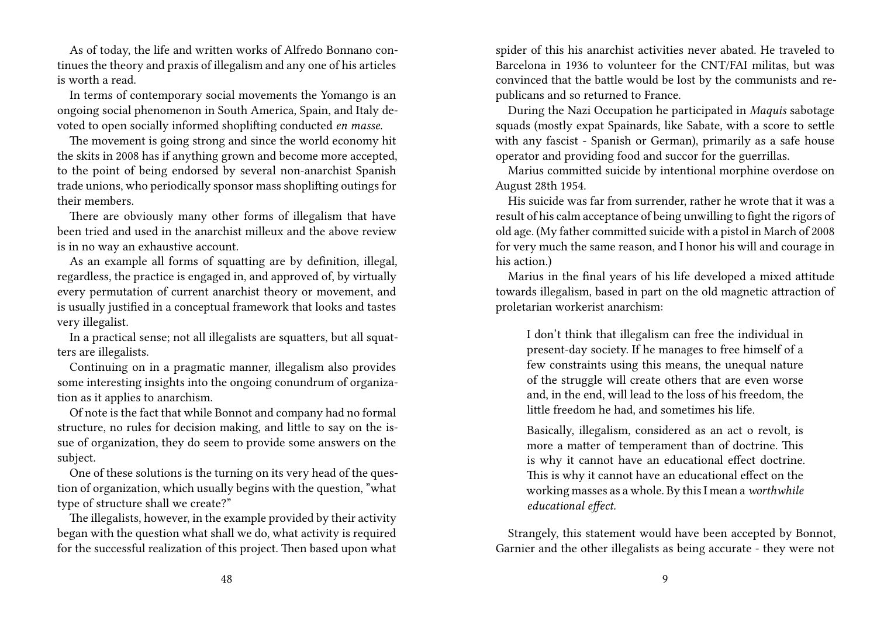As of today, the life and written works of Alfredo Bonnano continues the theory and praxis of illegalism and any one of his articles is worth a read.

In terms of contemporary social movements the Yomango is an ongoing social phenomenon in South America, Spain, and Italy devoted to open socially informed shoplifting conducted *en masse.*

The movement is going strong and since the world economy hit the skits in 2008 has if anything grown and become more accepted, to the point of being endorsed by several non-anarchist Spanish trade unions, who periodically sponsor mass shoplifting outings for their members.

There are obviously many other forms of illegalism that have been tried and used in the anarchist milleux and the above review is in no way an exhaustive account.

As an example all forms of squatting are by definition, illegal, regardless, the practice is engaged in, and approved of, by virtually every permutation of current anarchist theory or movement, and is usually justified in a conceptual framework that looks and tastes very illegalist.

In a practical sense; not all illegalists are squatters, but all squatters are illegalists.

Continuing on in a pragmatic manner, illegalism also provides some interesting insights into the ongoing conundrum of organization as it applies to anarchism.

Of note is the fact that while Bonnot and company had no formal structure, no rules for decision making, and little to say on the issue of organization, they do seem to provide some answers on the subject.

One of these solutions is the turning on its very head of the question of organization, which usually begins with the question, "what type of structure shall we create?"

The illegalists, however, in the example provided by their activity began with the question what shall we do, what activity is required for the successful realization of this project. Then based upon what

spider of this his anarchist activities never abated. He traveled to Barcelona in 1936 to volunteer for the CNT/FAI militas, but was convinced that the battle would be lost by the communists and republicans and so returned to France.

During the Nazi Occupation he participated in *Maquis* sabotage squads (mostly expat Spainards, like Sabate, with a score to settle with any fascist - Spanish or German), primarily as a safe house operator and providing food and succor for the guerrillas.

Marius committed suicide by intentional morphine overdose on August 28th 1954.

His suicide was far from surrender, rather he wrote that it was a result of his calm acceptance of being unwilling to fight the rigors of old age. (My father committed suicide with a pistol in March of 2008 for very much the same reason, and I honor his will and courage in his action.)

Marius in the final years of his life developed a mixed attitude towards illegalism, based in part on the old magnetic attraction of proletarian workerist anarchism:

> I don't think that illegalism can free the individual in present-day society. If he manages to free himself of a few constraints using this means, the unequal nature of the struggle will create others that are even worse and, in the end, will lead to the loss of his freedom, the little freedom he had, and sometimes his life.
>
> Basically, illegalism, considered as an act o revolt, is more a matter of temperament than of doctrine. This is why it cannot have an educational effect doctrine. This is why it cannot have an educational effect on the working masses as a whole. By this I mean a *worthwhile educational effect.*

Strangely, this statement would have been accepted by Bonnot, Garnier and the other illegalists as being accurate - they were not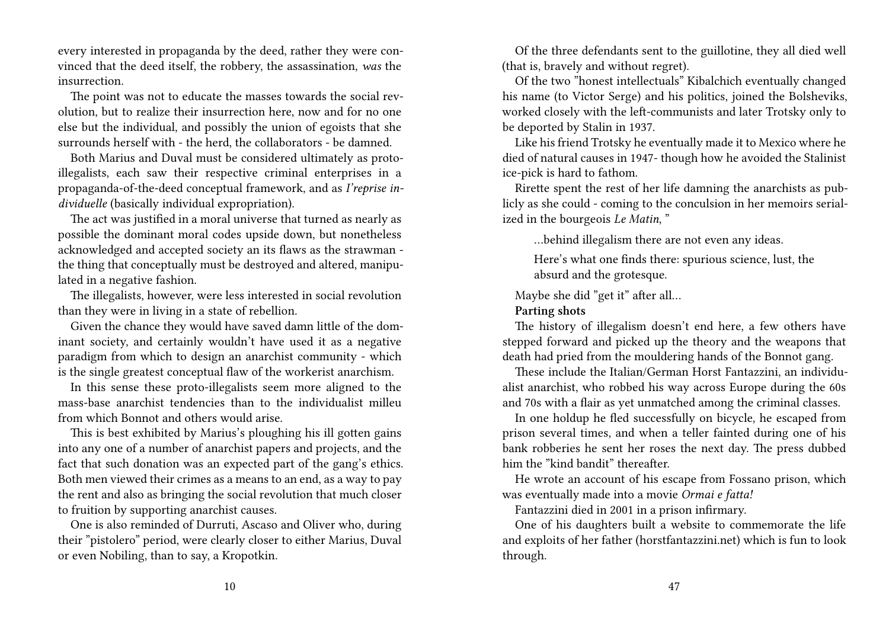every interested in propaganda by the deed, rather they were convinced that the deed itself, the robbery, the assassination, *was* the insurrection.

The point was not to educate the masses towards the social revolution, but to realize their insurrection here, now and for no one else but the individual, and possibly the union of egoists that she surrounds herself with - the herd, the collaborators - be damned.

Both Marius and Duval must be considered ultimately as proto-illegalists, each saw their respective criminal enterprises in a propaganda-of-the-deed conceptual framework, and as *I'reprise individuelle* (basically individual expropriation).

The act was justified in a moral universe that turned as nearly as possible the dominant moral codes upside down, but nonetheless acknowledged and accepted society an its flaws as the strawman - the thing that conceptually must be destroyed and altered, manipulated in a negative fashion.

The illegalists, however, were less interested in social revolution than they were in living in a state of rebellion.

Given the chance they would have saved damn little of the dominant society, and certainly wouldn't have used it as a negative paradigm from which to design an anarchist community - which is the single greatest conceptual flaw of the workerist anarchism.

In this sense these proto-illegalists seem more aligned to the mass-base anarchist tendencies than to the individualist milleu from which Bonnot and others would arise.

This is best exhibited by Marius's ploughing his ill gotten gains into any one of a number of anarchist papers and projects, and the fact that such donation was an expected part of the gang's ethics. Both men viewed their crimes as a means to an end, as a way to pay the rent and also as bringing the social revolution that much closer to fruition by supporting anarchist causes.

One is also reminded of Durruti, Ascaso and Oliver who, during their "pistolero" period, were clearly closer to either Marius, Duval or even Nobiling, than to say, a Kropotkin.

Of the three defendants sent to the guillotine, they all died well (that is, bravely and without regret).

Of the two "honest intellectuals" Kibalchich eventually changed his name (to Victor Serge) and his politics, joined the Bolsheviks, worked closely with the left-communists and later Trotsky only to be deported by Stalin in 1937.

Like his friend Trotsky he eventually made it to Mexico where he died of natural causes in 1947- though how he avoided the Stalinist ice-pick is hard to fathom.

Rirette spent the rest of her life damning the anarchists as publicly as she could - coming to the conculsion in her memoirs serialized in the bourgeois *Le Matin*, "

> …behind illegalism there are not even any ideas.
>
> Here's what one finds there: spurious science, lust, the absurd and the grotesque.

Maybe she did "get it" after all…

**Parting shots**

The history of illegalism doesn't end here, a few others have stepped forward and picked up the theory and the weapons that death had pried from the mouldering hands of the Bonnot gang.

These include the Italian/German Horst Fantazzini, an individualist anarchist, who robbed his way across Europe during the 60s and 70s with a flair as yet unmatched among the criminal classes.

In one holdup he fled successfully on bicycle, he escaped from prison several times, and when a teller fainted during one of his bank robberies he sent her roses the next day. The press dubbed him the "kind bandit" thereafter.

He wrote an account of his escape from Fossano prison, which was eventually made into a movie *Ormai e fatta!*

Fantazzini died in 2001 in a prison infirmary.

One of his daughters built a website to commemorate the life and exploits of her father (horstfantazzini.net) which is fun to look through.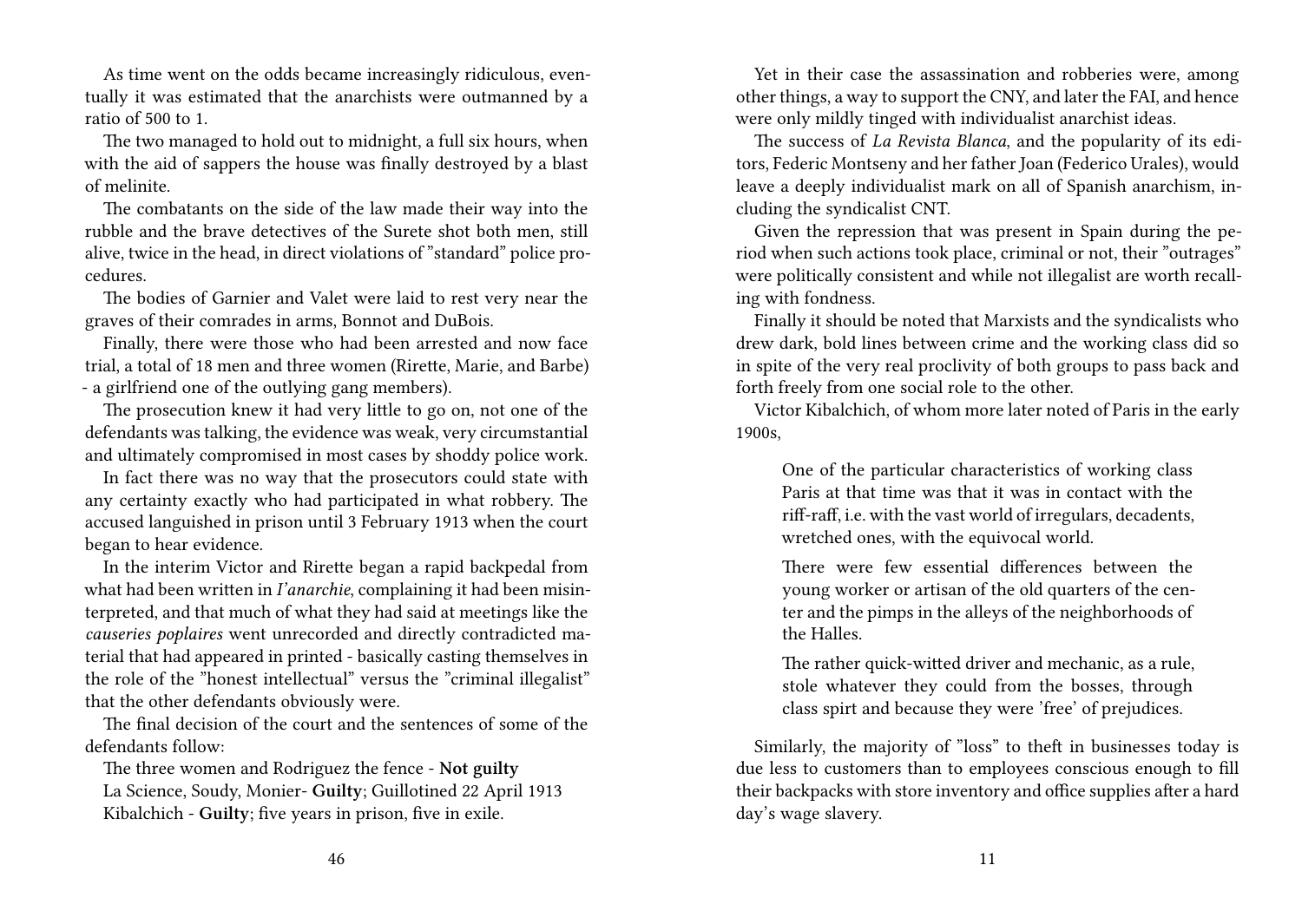As time went on the odds became increasingly ridiculous, eventually it was estimated that the anarchists were outmanned by a ratio of 500 to 1.

The two managed to hold out to midnight, a full six hours, when with the aid of sappers the house was finally destroyed by a blast of melinite.

The combatants on the side of the law made their way into the rubble and the brave detectives of the Surete shot both men, still alive, twice in the head, in direct violations of "standard" police procedures.

The bodies of Garnier and Valet were laid to rest very near the graves of their comrades in arms, Bonnot and DuBois.

Finally, there were those who had been arrested and now face trial, a total of 18 men and three women (Rirette, Marie, and Barbe) - a girlfriend one of the outlying gang members).

The prosecution knew it had very little to go on, not one of the defendants was talking, the evidence was weak, very circumstantial and ultimately compromised in most cases by shoddy police work.

In fact there was no way that the prosecutors could state with any certainty exactly who had participated in what robbery. The accused languished in prison until 3 February 1913 when the court began to hear evidence.

In the interim Victor and Rirette began a rapid backpedal from what had been written in *l'anarchie*, complaining it had been misinterpreted, and that much of what they had said at meetings like the *causeries poplaires* went unrecorded and directly contradicted material that had appeared in printed - basically casting themselves in the role of the "honest intellectual" versus the "criminal illegalist" that the other defendants obviously were.

The final decision of the court and the sentences of some of the defendants follow:

The three women and Rodriguez the fence - **Not guilty**

La Science, Soudy, Monier- **Guilty**; Guillotined 22 April 1913

Kibalchich - **Guilty**; five years in prison, five in exile.

Yet in their case the assassination and robberies were, among other things, a way to support the CNY, and later the FAI, and hence were only mildly tinged with individualist anarchist ideas.

The success of *La Revista Blanca*, and the popularity of its editors, Federic Montseny and her father Joan (Federico Urales), would leave a deeply individualist mark on all of Spanish anarchism, including the syndicalist CNT.

Given the repression that was present in Spain during the period when such actions took place, criminal or not, their "outrages" were politically consistent and while not illegalist are worth recalling with fondness.

Finally it should be noted that Marxists and the syndicalists who drew dark, bold lines between crime and the working class did so in spite of the very real proclivity of both groups to pass back and forth freely from one social role to the other.

Victor Kibalchich, of whom more later noted of Paris in the early 1900s,

> One of the particular characteristics of working class Paris at that time was that it was in contact with the riff-raff, i.e. with the vast world of irregulars, decadents, wretched ones, with the equivocal world.
>
> There were few essential differences between the young worker or artisan of the old quarters of the center and the pimps in the alleys of the neighborhoods of the Halles.
>
> The rather quick-witted driver and mechanic, as a rule, stole whatever they could from the bosses, through class spirt and because they were 'free' of prejudices.

Similarly, the majority of "loss" to theft in businesses today is due less to customers than to employees conscious enough to fill their backpacks with store inventory and office supplies after a hard day's wage slavery.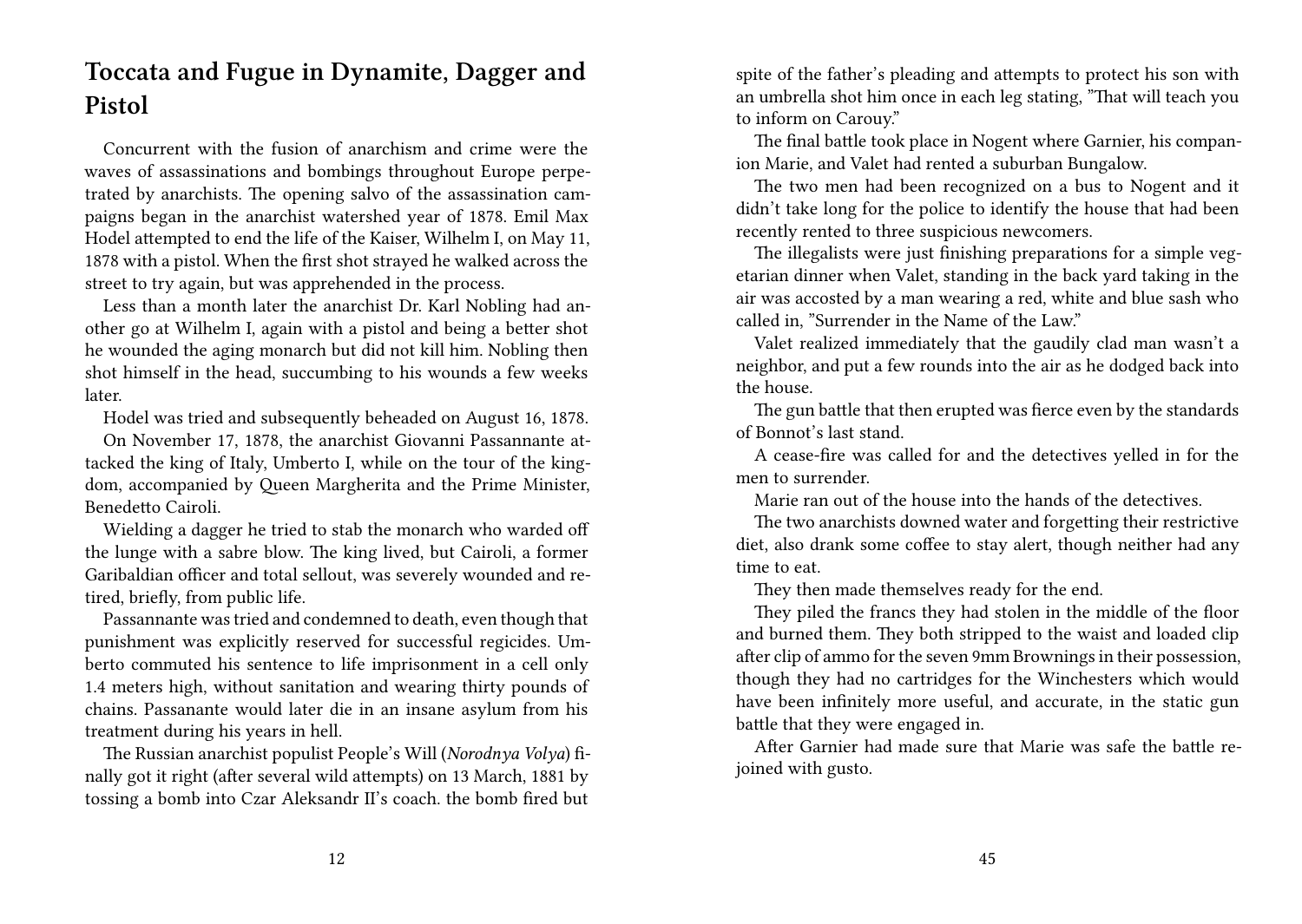## Toccata and Fugue in Dynamite, Dagger and Pistol

Concurrent with the fusion of anarchism and crime were the waves of assassinations and bombings throughout Europe perpetrated by anarchists. The opening salvo of the assassination campaigns began in the anarchist watershed year of 1878. Emil Max Hodel attempted to end the life of the Kaiser, Wilhelm I, on May 11, 1878 with a pistol. When the first shot strayed he walked across the street to try again, but was apprehended in the process.

Less than a month later the anarchist Dr. Karl Nobling had another go at Wilhelm I, again with a pistol and being a better shot he wounded the aging monarch but did not kill him. Nobling then shot himself in the head, succumbing to his wounds a few weeks later.

Hodel was tried and subsequently beheaded on August 16, 1878.

On November 17, 1878, the anarchist Giovanni Passannante attacked the king of Italy, Umberto I, while on the tour of the kingdom, accompanied by Queen Margherita and the Prime Minister, Benedetto Cairoli.

Wielding a dagger he tried to stab the monarch who warded off the lunge with a sabre blow. The king lived, but Cairoli, a former Garibaldian officer and total sellout, was severely wounded and retired, briefly, from public life.

Passannante was tried and condemned to death, even though that punishment was explicitly reserved for successful regicides. Umberto commuted his sentence to life imprisonment in a cell only 1.4 meters high, without sanitation and wearing thirty pounds of chains. Passanante would later die in an insane asylum from his treatment during his years in hell.

The Russian anarchist populist People's Will (*Norodnya Volya*) finally got it right (after several wild attempts) on 13 March, 1881 by tossing a bomb into Czar Aleksandr II's coach. the bomb fired but

spite of the father's pleading and attempts to protect his son with an umbrella shot him once in each leg stating, "That will teach you to inform on Carouy."

The final battle took place in Nogent where Garnier, his companion Marie, and Valet had rented a suburban Bungalow.

The two men had been recognized on a bus to Nogent and it didn't take long for the police to identify the house that had been recently rented to three suspicious newcomers.

The illegalists were just finishing preparations for a simple vegetarian dinner when Valet, standing in the back yard taking in the air was accosted by a man wearing a red, white and blue sash who called in, "Surrender in the Name of the Law."

Valet realized immediately that the gaudily clad man wasn't a neighbor, and put a few rounds into the air as he dodged back into the house.

The gun battle that then erupted was fierce even by the standards of Bonnot's last stand.

A cease-fire was called for and the detectives yelled in for the men to surrender.

Marie ran out of the house into the hands of the detectives.

The two anarchists downed water and forgetting their restrictive diet, also drank some coffee to stay alert, though neither had any time to eat.

They then made themselves ready for the end.

They piled the francs they had stolen in the middle of the floor and burned them. They both stripped to the waist and loaded clip after clip of ammo for the seven 9mm Brownings in their possession, though they had no cartridges for the Winchesters which would have been infinitely more useful, and accurate, in the static gun battle that they were engaged in.

After Garnier had made sure that Marie was safe the battle rejoined with gusto.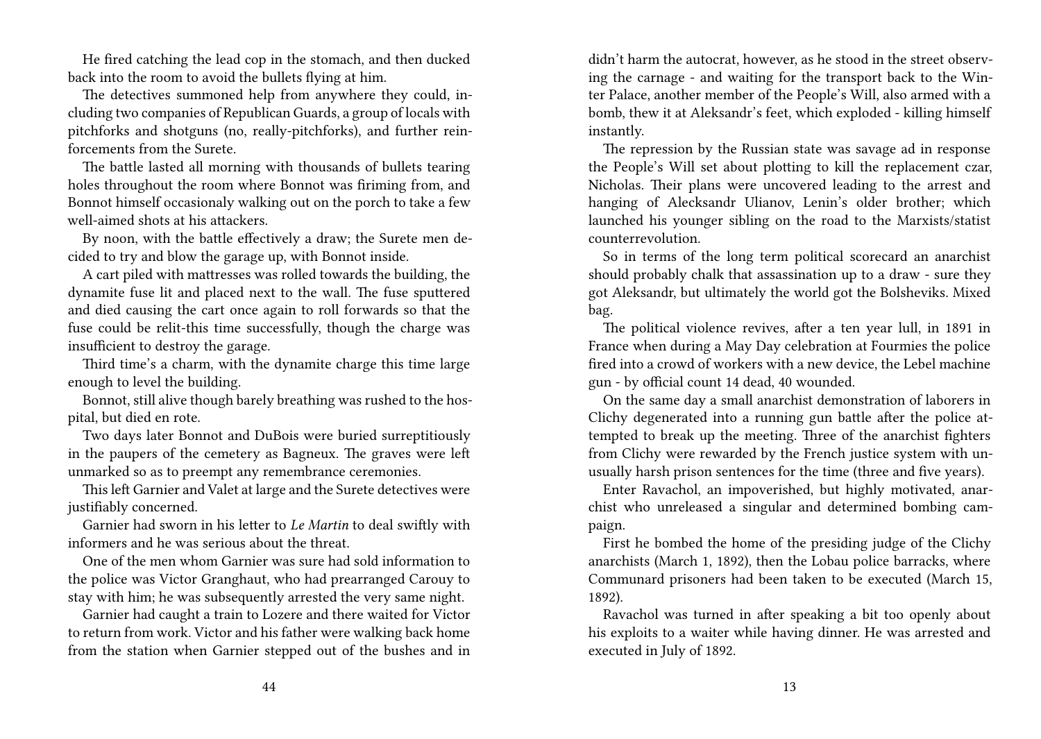He fired catching the lead cop in the stomach, and then ducked back into the room to avoid the bullets flying at him.

The detectives summoned help from anywhere they could, including two companies of Republican Guards, a group of locals with pitchforks and shotguns (no, really-pitchforks), and further reinforcements from the Surete.

The battle lasted all morning with thousands of bullets tearing holes throughout the room where Bonnot was firiming from, and Bonnot himself occasionaly walking out on the porch to take a few well-aimed shots at his attackers.

By noon, with the battle effectively a draw; the Surete men decided to try and blow the garage up, with Bonnot inside.

A cart piled with mattresses was rolled towards the building, the dynamite fuse lit and placed next to the wall. The fuse sputtered and died causing the cart once again to roll forwards so that the fuse could be relit-this time successfully, though the charge was insufficient to destroy the garage.

Third time's a charm, with the dynamite charge this time large enough to level the building.

Bonnot, still alive though barely breathing was rushed to the hospital, but died en rote.

Two days later Bonnot and DuBois were buried surreptitiously in the paupers of the cemetery as Bagneux. The graves were left unmarked so as to preempt any remembrance ceremonies.

This left Garnier and Valet at large and the Surete detectives were justifiably concerned.

Garnier had sworn in his letter to *Le Martin* to deal swiftly with informers and he was serious about the threat.

One of the men whom Garnier was sure had sold information to the police was Victor Granghaut, who had prearranged Carouy to stay with him; he was subsequently arrested the very same night.

Garnier had caught a train to Lozere and there waited for Victor to return from work. Victor and his father were walking back home from the station when Garnier stepped out of the bushes and in

didn't harm the autocrat, however, as he stood in the street observing the carnage - and waiting for the transport back to the Winter Palace, another member of the People's Will, also armed with a bomb, thew it at Aleksandr's feet, which exploded - killing himself instantly.

The repression by the Russian state was savage ad in response the People's Will set about plotting to kill the replacement czar, Nicholas. Their plans were uncovered leading to the arrest and hanging of Alecksandr Ulianov, Lenin's older brother; which launched his younger sibling on the road to the Marxists/statist counterrevolution.

So in terms of the long term political scorecard an anarchist should probably chalk that assassination up to a draw - sure they got Aleksandr, but ultimately the world got the Bolsheviks. Mixed bag.

The political violence revives, after a ten year lull, in 1891 in France when during a May Day celebration at Fourmies the police fired into a crowd of workers with a new device, the Lebel machine gun - by official count 14 dead, 40 wounded.

On the same day a small anarchist demonstration of laborers in Clichy degenerated into a running gun battle after the police attempted to break up the meeting. Three of the anarchist fighters from Clichy were rewarded by the French justice system with unusually harsh prison sentences for the time (three and five years).

Enter Ravachol, an impoverished, but highly motivated, anarchist who unreleased a singular and determined bombing campaign.

First he bombed the home of the presiding judge of the Clichy anarchists (March 1, 1892), then the Lobau police barracks, where Communard prisoners had been taken to be executed (March 15, 1892).

Ravachol was turned in after speaking a bit too openly about his exploits to a waiter while having dinner. He was arrested and executed in July of 1892.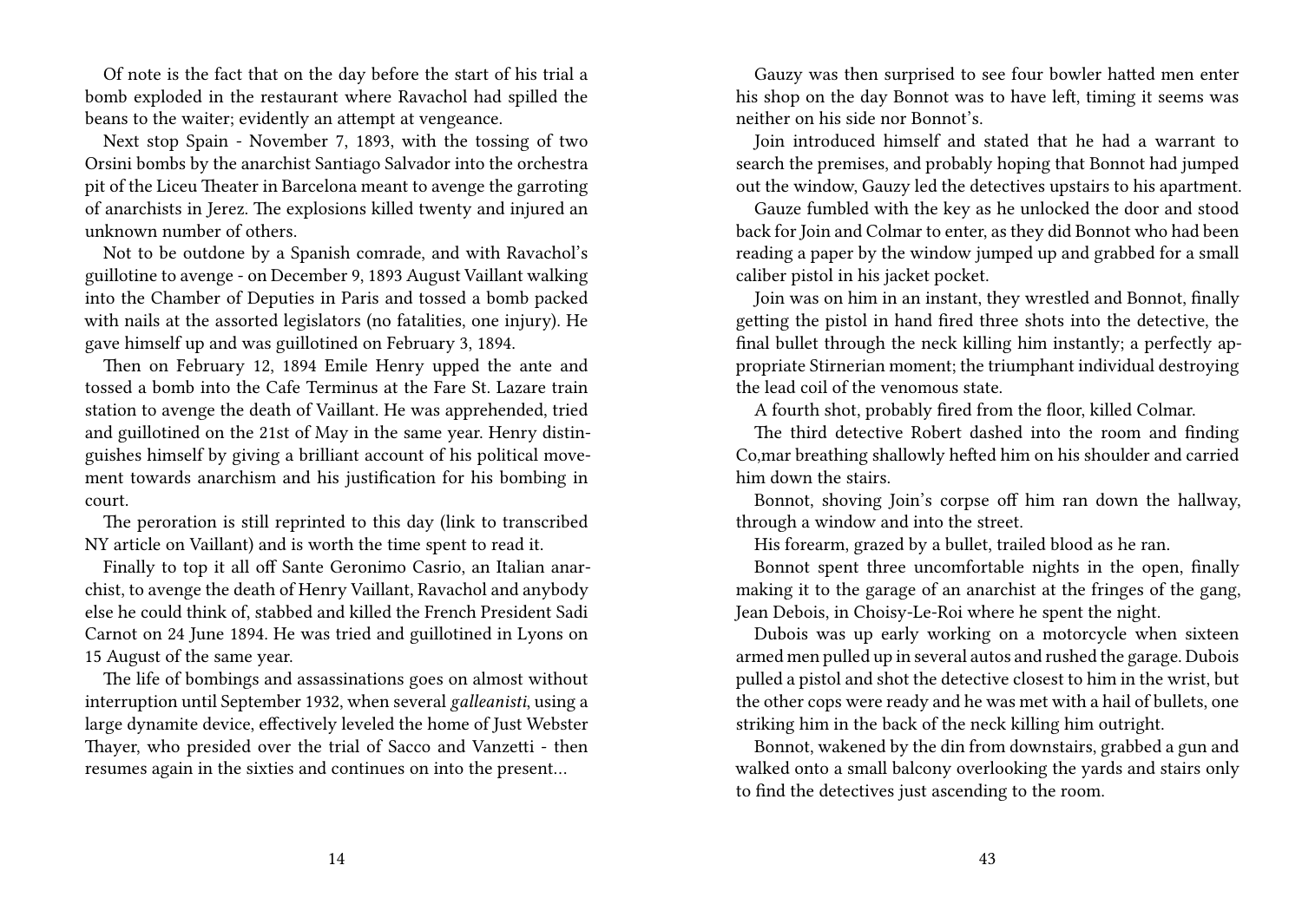Of note is the fact that on the day before the start of his trial a bomb exploded in the restaurant where Ravachol had spilled the beans to the waiter; evidently an attempt at vengeance.

Next stop Spain - November 7, 1893, with the tossing of two Orsini bombs by the anarchist Santiago Salvador into the orchestra pit of the Liceu Theater in Barcelona meant to avenge the garroting of anarchists in Jerez. The explosions killed twenty and injured an unknown number of others.

Not to be outdone by a Spanish comrade, and with Ravachol's guillotine to avenge - on December 9, 1893 August Vaillant walking into the Chamber of Deputies in Paris and tossed a bomb packed with nails at the assorted legislators (no fatalities, one injury). He gave himself up and was guillotined on February 3, 1894.

Then on February 12, 1894 Emile Henry upped the ante and tossed a bomb into the Cafe Terminus at the Fare St. Lazare train station to avenge the death of Vaillant. He was apprehended, tried and guillotined on the 21st of May in the same year. Henry distinguishes himself by giving a brilliant account of his political movement towards anarchism and his justification for his bombing in court.

The peroration is still reprinted to this day (link to transcribed NY article on Vaillant) and is worth the time spent to read it.

Finally to top it all off Sante Geronimo Casrio, an Italian anarchist, to avenge the death of Henry Vaillant, Ravachol and anybody else he could think of, stabbed and killed the French President Sadi Carnot on 24 June 1894. He was tried and guillotined in Lyons on 15 August of the same year.

The life of bombings and assassinations goes on almost without interruption until September 1932, when several *galleanisti*, using a large dynamite device, effectively leveled the home of Just Webster Thayer, who presided over the trial of Sacco and Vanzetti - then resumes again in the sixties and continues on into the present…

Gauzy was then surprised to see four bowler hatted men enter his shop on the day Bonnot was to have left, timing it seems was neither on his side nor Bonnot's.

Join introduced himself and stated that he had a warrant to search the premises, and probably hoping that Bonnot had jumped out the window, Gauzy led the detectives upstairs to his apartment.

Gauze fumbled with the key as he unlocked the door and stood back for Join and Colmar to enter, as they did Bonnot who had been reading a paper by the window jumped up and grabbed for a small caliber pistol in his jacket pocket.

Join was on him in an instant, they wrestled and Bonnot, finally getting the pistol in hand fired three shots into the detective, the final bullet through the neck killing him instantly; a perfectly appropriate Stirnerian moment; the triumphant individual destroying the lead coil of the venomous state.

A fourth shot, probably fired from the floor, killed Colmar.

The third detective Robert dashed into the room and finding Co,mar breathing shallowly hefted him on his shoulder and carried him down the stairs.

Bonnot, shoving Join's corpse off him ran down the hallway, through a window and into the street.

His forearm, grazed by a bullet, trailed blood as he ran.

Bonnot spent three uncomfortable nights in the open, finally making it to the garage of an anarchist at the fringes of the gang, Jean Debois, in Choisy-Le-Roi where he spent the night.

Dubois was up early working on a motorcycle when sixteen armed men pulled up in several autos and rushed the garage. Dubois pulled a pistol and shot the detective closest to him in the wrist, but the other cops were ready and he was met with a hail of bullets, one striking him in the back of the neck killing him outright.

Bonnot, wakened by the din from downstairs, grabbed a gun and walked onto a small balcony overlooking the yards and stairs only to find the detectives just ascending to the room.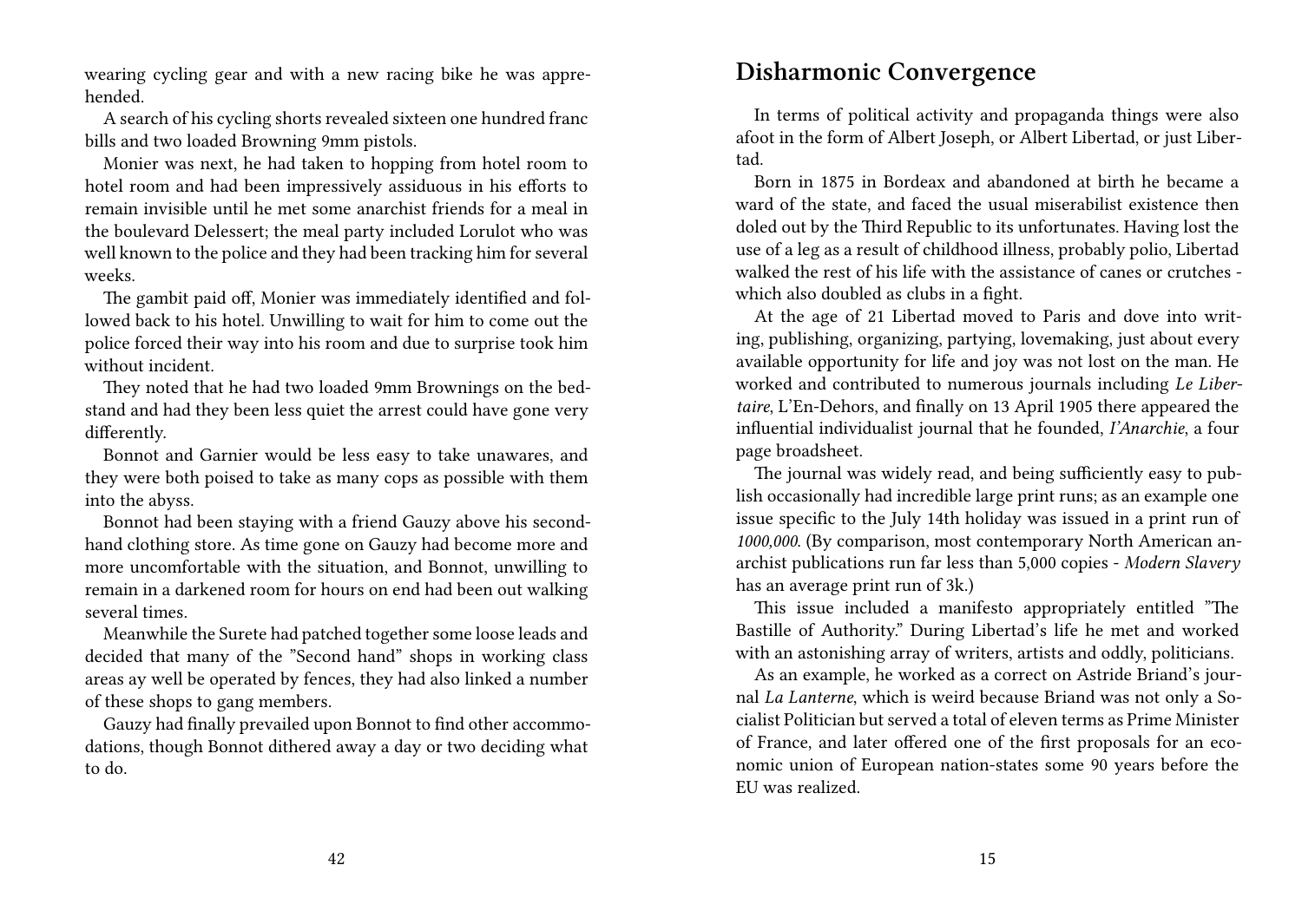wearing cycling gear and with a new racing bike he was apprehended.

A search of his cycling shorts revealed sixteen one hundred franc bills and two loaded Browning 9mm pistols.

Monier was next, he had taken to hopping from hotel room to hotel room and had been impressively assiduous in his efforts to remain invisible until he met some anarchist friends for a meal in the boulevard Delessert; the meal party included Lorulot who was well known to the police and they had been tracking him for several weeks.

The gambit paid off, Monier was immediately identified and followed back to his hotel. Unwilling to wait for him to come out the police forced their way into his room and due to surprise took him without incident.

They noted that he had two loaded 9mm Brownings on the bedstand and had they been less quiet the arrest could have gone very differently.

Bonnot and Garnier would be less easy to take unawares, and they were both poised to take as many cops as possible with them into the abyss.

Bonnot had been staying with a friend Gauzy above his second-hand clothing store. As time gone on Gauzy had become more and more uncomfortable with the situation, and Bonnot, unwilling to remain in a darkened room for hours on end had been out walking several times.

Meanwhile the Surete had patched together some loose leads and decided that many of the "Second hand" shops in working class areas ay well be operated by fences, they had also linked a number of these shops to gang members.

Gauzy had finally prevailed upon Bonnot to find other accommodations, though Bonnot dithered away a day or two deciding what to do.

## Disharmonic Convergence

In terms of political activity and propaganda things were also afoot in the form of Albert Joseph, or Albert Libertad, or just Libertad.

Born in 1875 in Bordeax and abandoned at birth he became a ward of the state, and faced the usual miserabilist existence then doled out by the Third Republic to its unfortunates. Having lost the use of a leg as a result of childhood illness, probably polio, Libertad walked the rest of his life with the assistance of canes or crutches - which also doubled as clubs in a fight.

At the age of 21 Libertad moved to Paris and dove into writing, publishing, organizing, partying, lovemaking, just about every available opportunity for life and joy was not lost on the man. He worked and contributed to numerous journals including *Le Libertaire*, L'En-Dehors, and finally on 13 April 1905 there appeared the influential individualist journal that he founded, *l'Anarchie*, a four page broadsheet.

The journal was widely read, and being sufficiently easy to publish occasionally had incredible large print runs; as an example one issue specific to the July 14th holiday was issued in a print run of *1000,000.* (By comparison, most contemporary North American anarchist publications run far less than 5,000 copies - *Modern Slavery* has an average print run of 3k.)

This issue included a manifesto appropriately entitled "The Bastille of Authority." During Libertad's life he met and worked with an astonishing array of writers, artists and oddly, politicians.

As an example, he worked as a correct on Astride Briand's journal *La Lanterne*, which is weird because Briand was not only a Socialist Politician but served a total of eleven terms as Prime Minister of France, and later offered one of the first proposals for an economic union of European nation-states some 90 years before the EU was realized.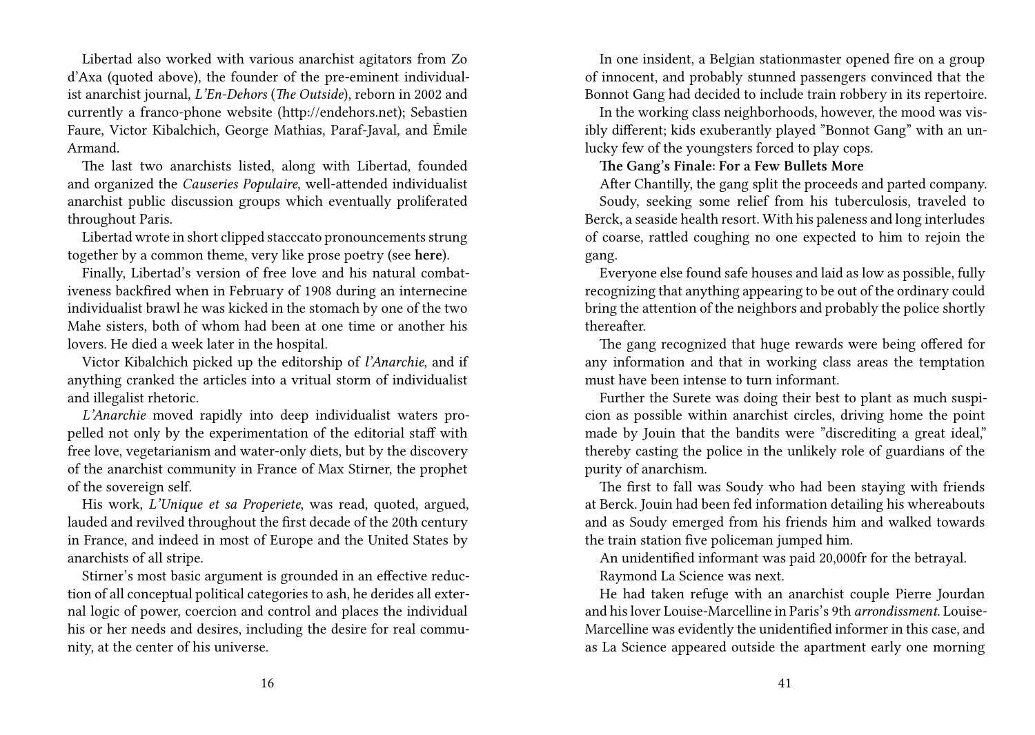Libertad also worked with various anarchist agitators from Zo d'Axa (quoted above), the founder of the pre-eminent individualist anarchist journal, *L'En-Dehors* (*The Outside*), reborn in 2002 and currently a franco-phone website (http://endehors.net); Sebastien Faure, Victor Kibalchich, George Mathias, Paraf-Javal, and Émile Armand.

The last two anarchists listed, along with Libertad, founded and organized the *Causeries Populaire*, well-attended individualist anarchist public discussion groups which eventually proliferated throughout Paris.

Libertad wrote in short clipped stacccato pronouncements strung together by a common theme, very like prose poetry (see **here**).

Finally, Libertad's version of free love and his natural combativeness backfired when in February of 1908 during an internecine individualist brawl he was kicked in the stomach by one of the two Mahe sisters, both of whom had been at one time or another his lovers. He died a week later in the hospital.

Victor Kibalchich picked up the editorship of *l'Anarchie*, and if anything cranked the articles into a vritual storm of individualist and illegalist rhetoric.

*L'Anarchie* moved rapidly into deep individualist waters propelled not only by the experimentation of the editorial staff with free love, vegetarianism and water-only diets, but by the discovery of the anarchist community in France of Max Stirner, the prophet of the sovereign self.

His work, *L'Unique et sa Properiete*, was read, quoted, argued, lauded and revilved throughout the first decade of the 20th century in France, and indeed in most of Europe and the United States by anarchists of all stripe.

Stirner's most basic argument is grounded in an effective reduction of all conceptual political categories to ash, he derides all external logic of power, coercion and control and places the individual his or her needs and desires, including the desire for real community, at the center of his universe.

In one insident, a Belgian stationmaster opened fire on a group of innocent, and probably stunned passengers convinced that the Bonnot Gang had decided to include train robbery in its repertoire.

In the working class neighborhoods, however, the mood was visibly different; kids exuberantly played "Bonnot Gang" with an unlucky few of the youngsters forced to play cops.

**The Gang's Finale: For a Few Bullets More**

After Chantilly, the gang split the proceeds and parted company.

Soudy, seeking some relief from his tuberculosis, traveled to Berck, a seaside health resort. With his paleness and long interludes of coarse, rattled coughing no one expected to him to rejoin the gang.

Everyone else found safe houses and laid as low as possible, fully recognizing that anything appearing to be out of the ordinary could bring the attention of the neighbors and probably the police shortly thereafter.

The gang recognized that huge rewards were being offered for any information and that in working class areas the temptation must have been intense to turn informant.

Further the Surete was doing their best to plant as much suspicion as possible within anarchist circles, driving home the point made by Jouin that the bandits were "discrediting a great ideal," thereby casting the police in the unlikely role of guardians of the purity of anarchism.

The first to fall was Soudy who had been staying with friends at Berck. Jouin had been fed information detailing his whereabouts and as Soudy emerged from his friends him and walked towards the train station five policeman jumped him.

An unidentified informant was paid 20,000fr for the betrayal.

Raymond La Science was next.

He had taken refuge with an anarchist couple Pierre Jourdan and his lover Louise-Marcelline in Paris's 9th *arrondissment*. Louise-Marcelline was evidently the unidentified informer in this case, and as La Science appeared outside the apartment early one morning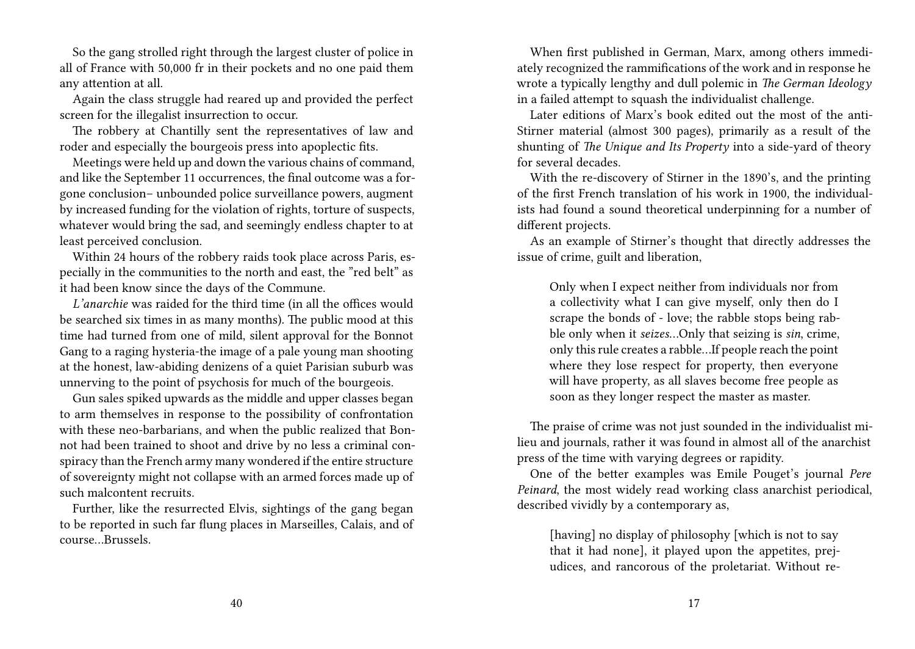So the gang strolled right through the largest cluster of police in all of France with 50,000 fr in their pockets and no one paid them any attention at all.

Again the class struggle had reared up and provided the perfect screen for the illegalist insurrection to occur.

The robbery at Chantilly sent the representatives of law and roder and especially the bourgeois press into apoplectic fits.

Meetings were held up and down the various chains of command, and like the September 11 occurrences, the final outcome was a forgone conclusion– unbounded police surveillance powers, augment by increased funding for the violation of rights, torture of suspects, whatever would bring the sad, and seemingly endless chapter to at least perceived conclusion.

Within 24 hours of the robbery raids took place across Paris, especially in the communities to the north and east, the "red belt" as it had been know since the days of the Commune.

*L'anarchie* was raided for the third time (in all the offices would be searched six times in as many months). The public mood at this time had turned from one of mild, silent approval for the Bonnot Gang to a raging hysteria-the image of a pale young man shooting at the honest, law-abiding denizens of a quiet Parisian suburb was unnerving to the point of psychosis for much of the bourgeois.

Gun sales spiked upwards as the middle and upper classes began to arm themselves in response to the possibility of confrontation with these neo-barbarians, and when the public realized that Bonnot had been trained to shoot and drive by no less a criminal conspiracy than the French army many wondered if the entire structure of sovereignty might not collapse with an armed forces made up of such malcontent recruits.

Further, like the resurrected Elvis, sightings of the gang began to be reported in such far flung places in Marseilles, Calais, and of course…Brussels.

When first published in German, Marx, among others immediately recognized the rammifications of the work and in response he wrote a typically lengthy and dull polemic in *The German Ideology* in a failed attempt to squash the individualist challenge.

Later editions of Marx's book edited out the most of the anti-Stirner material (almost 300 pages), primarily as a result of the shunting of *The Unique and Its Property* into a side-yard of theory for several decades.

With the re-discovery of Stirner in the 1890's, and the printing of the first French translation of his work in 1900, the individualists had found a sound theoretical underpinning for a number of different projects.

As an example of Stirner's thought that directly addresses the issue of crime, guilt and liberation,

> Only when I expect neither from individuals nor from a collectivity what I can give myself, only then do I scrape the bonds of - love; the rabble stops being rabble only when it *seizes*…Only that seizing is *sin*, crime, only this rule creates a rabble…If people reach the point where they lose respect for property, then everyone will have property, as all slaves become free people as soon as they longer respect the master as master.

The praise of crime was not just sounded in the individualist milieu and journals, rather it was found in almost all of the anarchist press of the time with varying degrees or rapidity.

One of the better examples was Emile Pouget's journal *Pere Peinard*, the most widely read working class anarchist periodical, described vividly by a contemporary as,

> [having] no display of philosophy [which is not to say that it had none], it played upon the appetites, prejudices, and rancorous of the proletariat. Without re-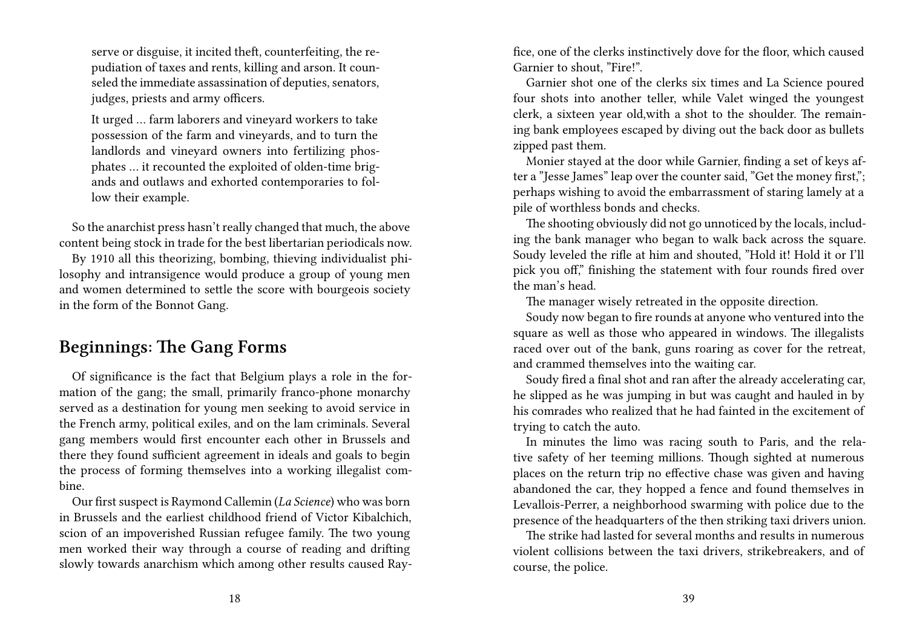serve or disguise, it incited theft, counterfeiting, the repudiation of taxes and rents, killing and arson. It counseled the immediate assassination of deputies, senators, judges, priests and army officers.

> It urged … farm laborers and vineyard workers to take possession of the farm and vineyards, and to turn the landlords and vineyard owners into fertilizing phosphates … it recounted the exploited of olden-time brigands and outlaws and exhorted contemporaries to follow their example.

So the anarchist press hasn't really changed that much, the above content being stock in trade for the best libertarian periodicals now.

By 1910 all this theorizing, bombing, thieving individualist philosophy and intransigence would produce a group of young men and women determined to settle the score with bourgeois society in the form of the Bonnot Gang.

## Beginnings: The Gang Forms

Of significance is the fact that Belgium plays a role in the formation of the gang; the small, primarily franco-phone monarchy served as a destination for young men seeking to avoid service in the French army, political exiles, and on the lam criminals. Several gang members would first encounter each other in Brussels and there they found sufficient agreement in ideals and goals to begin the process of forming themselves into a working illegalist combine.

Our first suspect is Raymond Callemin (*La Science*) who was born in Brussels and the earliest childhood friend of Victor Kibalchich, scion of an impoverished Russian refugee family. The two young men worked their way through a course of reading and drifting slowly towards anarchism which among other results caused Ray-

fice, one of the clerks instinctively dove for the floor, which caused Garnier to shout, "Fire!".

Garnier shot one of the clerks six times and La Science poured four shots into another teller, while Valet winged the youngest clerk, a sixteen year old,with a shot to the shoulder. The remaining bank employees escaped by diving out the back door as bullets zipped past them.

Monier stayed at the door while Garnier, finding a set of keys after a "Jesse James" leap over the counter said, "Get the money first,"; perhaps wishing to avoid the embarrassment of staring lamely at a pile of worthless bonds and checks.

The shooting obviously did not go unnoticed by the locals, including the bank manager who began to walk back across the square. Soudy leveled the rifle at him and shouted, "Hold it! Hold it or I'll pick you off," finishing the statement with four rounds fired over the man's head.

The manager wisely retreated in the opposite direction.

Soudy now began to fire rounds at anyone who ventured into the square as well as those who appeared in windows. The illegalists raced over out of the bank, guns roaring as cover for the retreat, and crammed themselves into the waiting car.

Soudy fired a final shot and ran after the already accelerating car, he slipped as he was jumping in but was caught and hauled in by his comrades who realized that he had fainted in the excitement of trying to catch the auto.

In minutes the limo was racing south to Paris, and the relative safety of her teeming millions. Though sighted at numerous places on the return trip no effective chase was given and having abandoned the car, they hopped a fence and found themselves in Levallois-Perrer, a neighborhood swarming with police due to the presence of the headquarters of the then striking taxi drivers union.

The strike had lasted for several months and results in numerous violent collisions between the taxi drivers, strikebreakers, and of course, the police.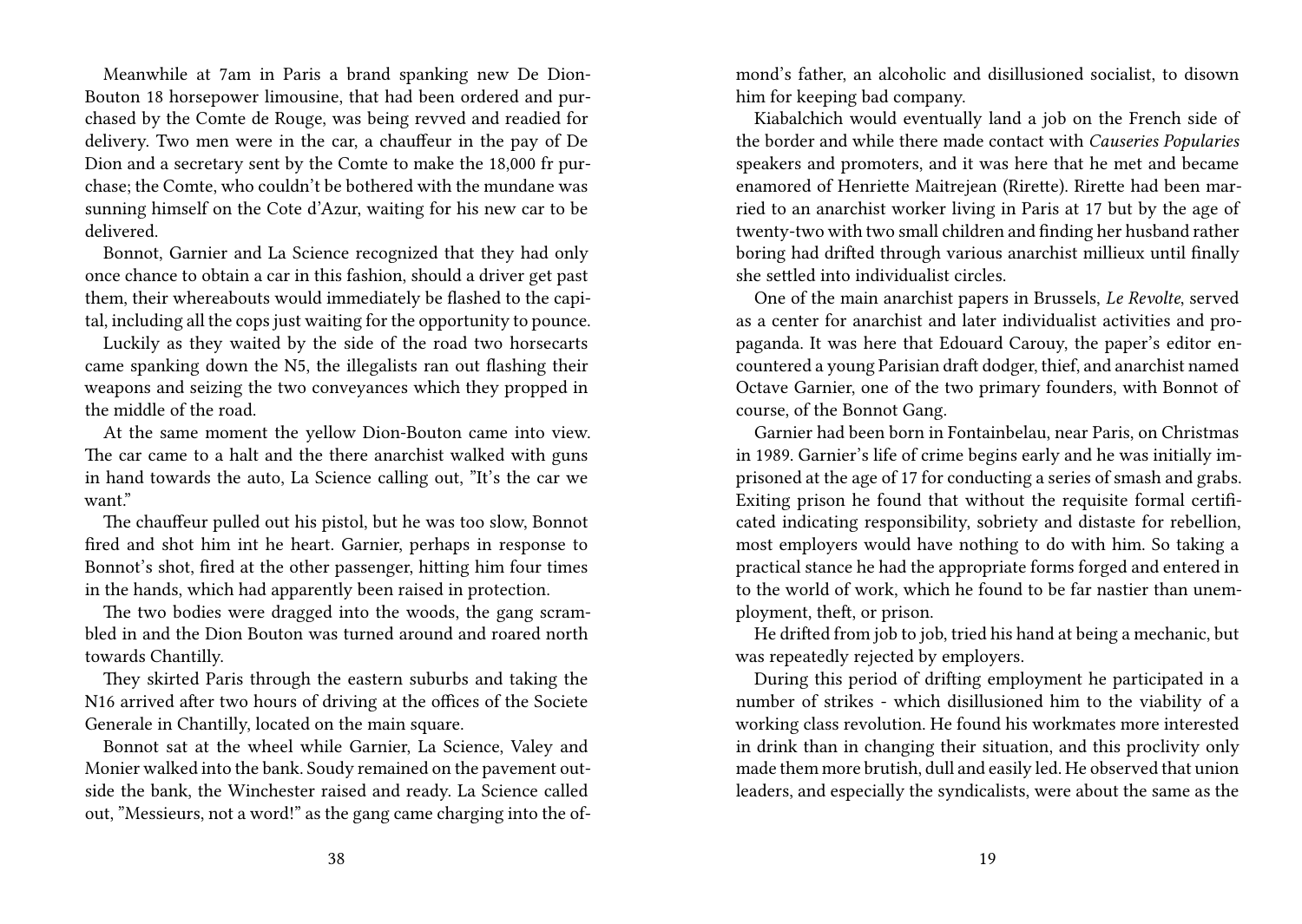Meanwhile at 7am in Paris a brand spanking new De Dion-Bouton 18 horsepower limousine, that had been ordered and purchased by the Comte de Rouge, was being revved and readied for delivery. Two men were in the car, a chauffeur in the pay of De Dion and a secretary sent by the Comte to make the 18,000 fr purchase; the Comte, who couldn't be bothered with the mundane was sunning himself on the Cote d'Azur, waiting for his new car to be delivered.

Bonnot, Garnier and La Science recognized that they had only once chance to obtain a car in this fashion, should a driver get past them, their whereabouts would immediately be flashed to the capital, including all the cops just waiting for the opportunity to pounce.

Luckily as they waited by the side of the road two horsecarts came spanking down the N5, the illegalists ran out flashing their weapons and seizing the two conveyances which they propped in the middle of the road.

At the same moment the yellow Dion-Bouton came into view. The car came to a halt and the there anarchist walked with guns in hand towards the auto, La Science calling out, "It's the car we want."

The chauffeur pulled out his pistol, but he was too slow, Bonnot fired and shot him int he heart. Garnier, perhaps in response to Bonnot's shot, fired at the other passenger, hitting him four times in the hands, which had apparently been raised in protection.

The two bodies were dragged into the woods, the gang scrambled in and the Dion Bouton was turned around and roared north towards Chantilly.

They skirted Paris through the eastern suburbs and taking the N16 arrived after two hours of driving at the offices of the Societe Generale in Chantilly, located on the main square.

Bonnot sat at the wheel while Garnier, La Science, Valey and Monier walked into the bank. Soudy remained on the pavement outside the bank, the Winchester raised and ready. La Science called out, "Messieurs, not a word!" as the gang came charging into the of-

mond's father, an alcoholic and disillusioned socialist, to disown him for keeping bad company.

Kiabalchich would eventually land a job on the French side of the border and while there made contact with *Causeries Popularies* speakers and promoters, and it was here that he met and became enamored of Henriette Maitrejean (Rirette). Rirette had been married to an anarchist worker living in Paris at 17 but by the age of twenty-two with two small children and finding her husband rather boring had drifted through various anarchist millieux until finally she settled into individualist circles.

One of the main anarchist papers in Brussels, *Le Revolte*, served as a center for anarchist and later individualist activities and propaganda. It was here that Edouard Carouy, the paper's editor encountered a young Parisian draft dodger, thief, and anarchist named Octave Garnier, one of the two primary founders, with Bonnot of course, of the Bonnot Gang.

Garnier had been born in Fontainbelau, near Paris, on Christmas in 1989. Garnier's life of crime begins early and he was initially imprisoned at the age of 17 for conducting a series of smash and grabs. Exiting prison he found that without the requisite formal certificated indicating responsibility, sobriety and distaste for rebellion, most employers would have nothing to do with him. So taking a practical stance he had the appropriate forms forged and entered in to the world of work, which he found to be far nastier than unemployment, theft, or prison.

He drifted from job to job, tried his hand at being a mechanic, but was repeatedly rejected by employers.

During this period of drifting employment he participated in a number of strikes - which disillusioned him to the viability of a working class revolution. He found his workmates more interested in drink than in changing their situation, and this proclivity only made them more brutish, dull and easily led. He observed that union leaders, and especially the syndicalists, were about the same as the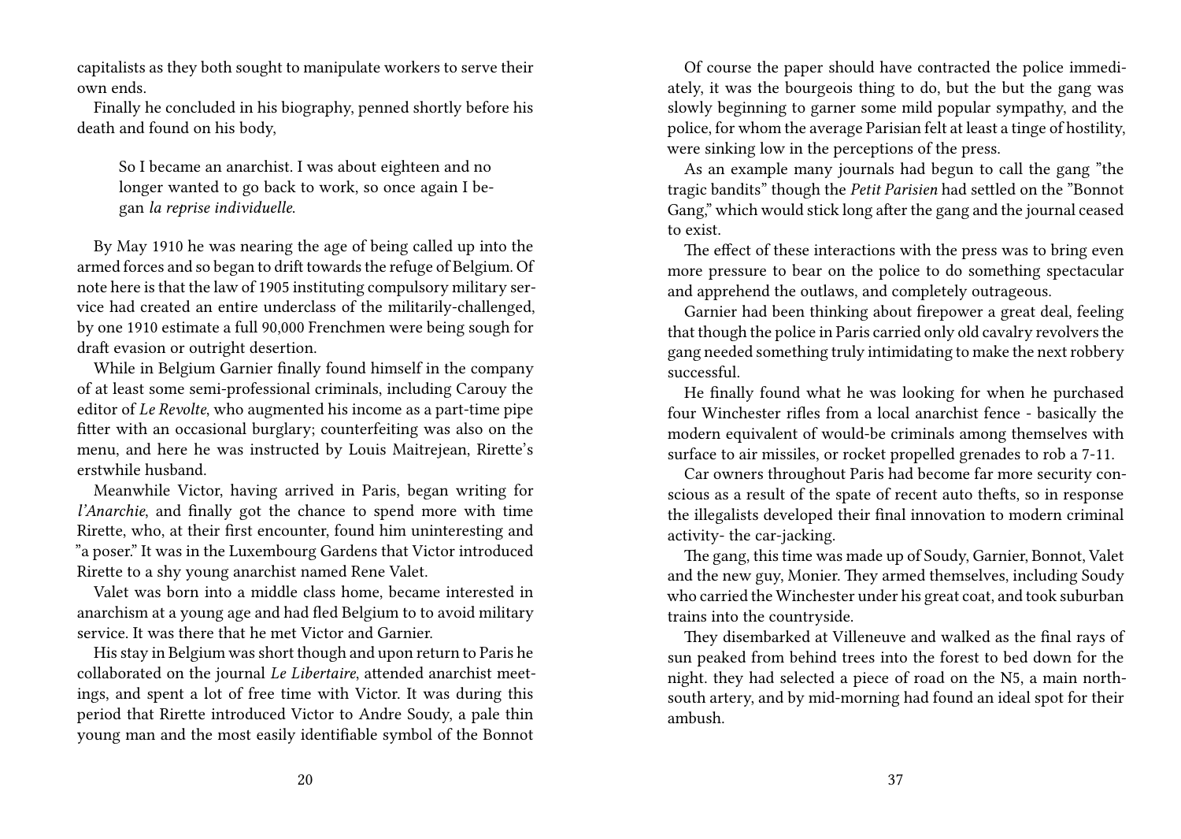capitalists as they both sought to manipulate workers to serve their own ends.

Finally he concluded in his biography, penned shortly before his death and found on his body,

> So I became an anarchist. I was about eighteen and no longer wanted to go back to work, so once again I began *la reprise individuelle*.

By May 1910 he was nearing the age of being called up into the armed forces and so began to drift towards the refuge of Belgium. Of note here is that the law of 1905 instituting compulsory military service had created an entire underclass of the militarily-challenged, by one 1910 estimate a full 90,000 Frenchmen were being sough for draft evasion or outright desertion.

While in Belgium Garnier finally found himself in the company of at least some semi-professional criminals, including Carouy the editor of *Le Revolte*, who augmented his income as a part-time pipe fitter with an occasional burglary; counterfeiting was also on the menu, and here he was instructed by Louis Maitrejean, Rirette's erstwhile husband.

Meanwhile Victor, having arrived in Paris, began writing for *l'Anarchie*, and finally got the chance to spend more with time Rirette, who, at their first encounter, found him uninteresting and "a poser." It was in the Luxembourg Gardens that Victor introduced Rirette to a shy young anarchist named Rene Valet.

Valet was born into a middle class home, became interested in anarchism at a young age and had fled Belgium to to avoid military service. It was there that he met Victor and Garnier.

His stay in Belgium was short though and upon return to Paris he collaborated on the journal *Le Libertaire*, attended anarchist meetings, and spent a lot of free time with Victor. It was during this period that Rirette introduced Victor to Andre Soudy, a pale thin young man and the most easily identifiable symbol of the Bonnot

Of course the paper should have contracted the police immediately, it was the bourgeois thing to do, but the but the gang was slowly beginning to garner some mild popular sympathy, and the police, for whom the average Parisian felt at least a tinge of hostility, were sinking low in the perceptions of the press.

As an example many journals had begun to call the gang "the tragic bandits" though the *Petit Parisien* had settled on the "Bonnot Gang," which would stick long after the gang and the journal ceased to exist.

The effect of these interactions with the press was to bring even more pressure to bear on the police to do something spectacular and apprehend the outlaws, and completely outrageous.

Garnier had been thinking about firepower a great deal, feeling that though the police in Paris carried only old cavalry revolvers the gang needed something truly intimidating to make the next robbery successful.

He finally found what he was looking for when he purchased four Winchester rifles from a local anarchist fence - basically the modern equivalent of would-be criminals among themselves with surface to air missiles, or rocket propelled grenades to rob a 7-11.

Car owners throughout Paris had become far more security conscious as a result of the spate of recent auto thefts, so in response the illegalists developed their final innovation to modern criminal activity- the car-jacking.

The gang, this time was made up of Soudy, Garnier, Bonnot, Valet and the new guy, Monier. They armed themselves, including Soudy who carried the Winchester under his great coat, and took suburban trains into the countryside.

They disembarked at Villeneuve and walked as the final rays of sun peaked from behind trees into the forest to bed down for the night. they had selected a piece of road on the N5, a main north-south artery, and by mid-morning had found an ideal spot for their ambush.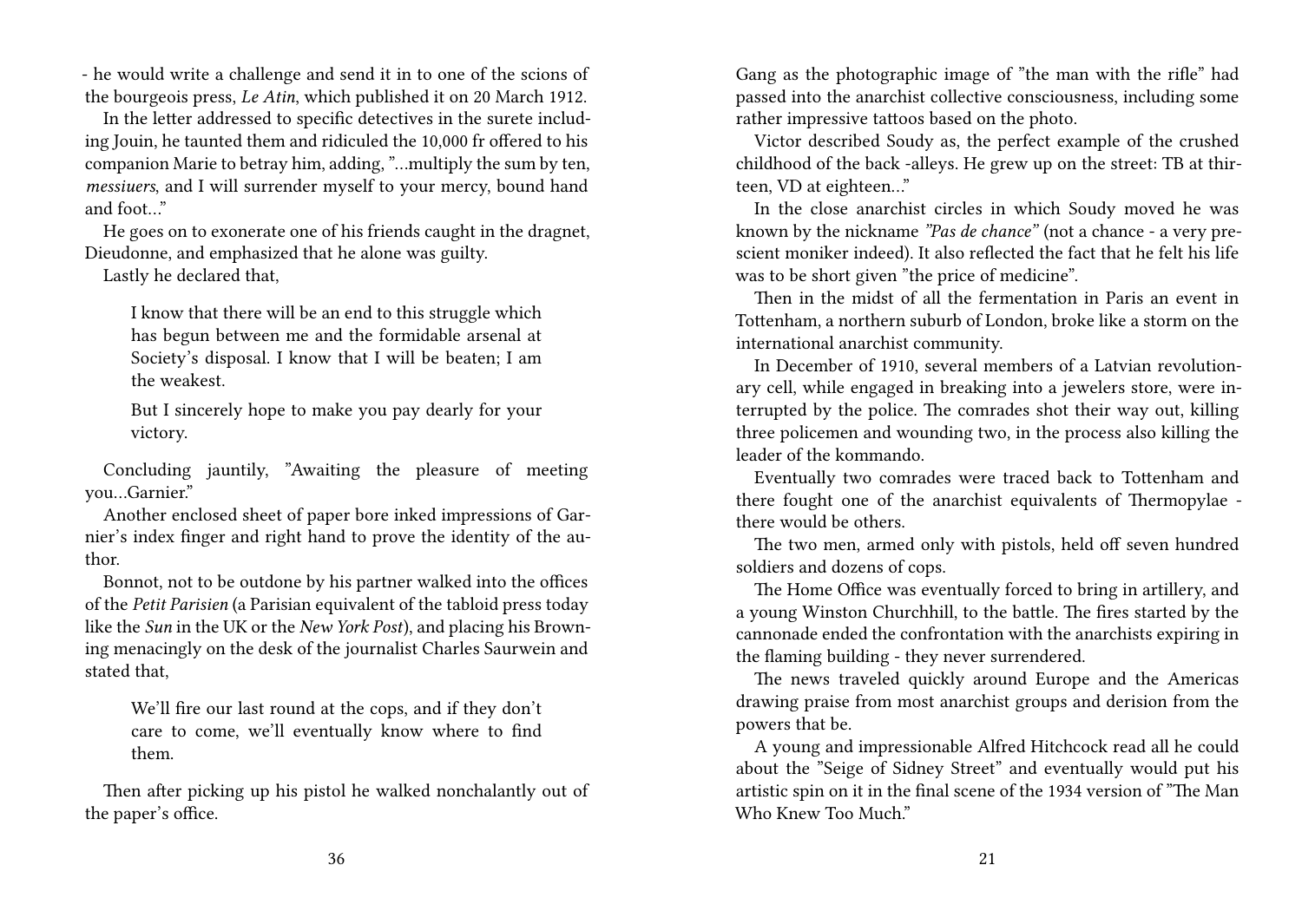- he would write a challenge and send it in to one of the scions of the bourgeois press, *Le Atin*, which published it on 20 March 1912.

In the letter addressed to specific detectives in the surete including Jouin, he taunted them and ridiculed the 10,000 fr offered to his companion Marie to betray him, adding, "…multiply the sum by ten, *messiuers*, and I will surrender myself to your mercy, bound hand and foot…"

He goes on to exonerate one of his friends caught in the dragnet, Dieudonne, and emphasized that he alone was guilty.

Lastly he declared that,

> I know that there will be an end to this struggle which has begun between me and the formidable arsenal at Society's disposal. I know that I will be beaten; I am the weakest.
>
> But I sincerely hope to make you pay dearly for your victory.

Concluding jauntily, "Awaiting the pleasure of meeting you…Garnier."

Another enclosed sheet of paper bore inked impressions of Garnier's index finger and right hand to prove the identity of the author.

Bonnot, not to be outdone by his partner walked into the offices of the *Petit Parisien* (a Parisian equivalent of the tabloid press today like the *Sun* in the UK or the *New York Post*), and placing his Browning menacingly on the desk of the journalist Charles Saurwein and stated that,

> We'll fire our last round at the cops, and if they don't care to come, we'll eventually know where to find them.

Then after picking up his pistol he walked nonchalantly out of the paper's office.

Gang as the photographic image of "the man with the rifle" had passed into the anarchist collective consciousness, including some rather impressive tattoos based on the photo.

Victor described Soudy as, the perfect example of the crushed childhood of the back -alleys. He grew up on the street: TB at thirteen, VD at eighteen…"

In the close anarchist circles in which Soudy moved he was known by the nickname *"Pas de chance"* (not a chance - a very prescient moniker indeed). It also reflected the fact that he felt his life was to be short given "the price of medicine".

Then in the midst of all the fermentation in Paris an event in Tottenham, a northern suburb of London, broke like a storm on the international anarchist community.

In December of 1910, several members of a Latvian revolutionary cell, while engaged in breaking into a jewelers store, were interrupted by the police. The comrades shot their way out, killing three policemen and wounding two, in the process also killing the leader of the kommando.

Eventually two comrades were traced back to Tottenham and there fought one of the anarchist equivalents of Thermopylae - there would be others.

The two men, armed only with pistols, held off seven hundred soldiers and dozens of cops.

The Home Office was eventually forced to bring in artillery, and a young Winston Churchhill, to the battle. The fires started by the cannonade ended the confrontation with the anarchists expiring in the flaming building - they never surrendered.

The news traveled quickly around Europe and the Americas drawing praise from most anarchist groups and derision from the powers that be.

A young and impressionable Alfred Hitchcock read all he could about the "Seige of Sidney Street" and eventually would put his artistic spin on it in the final scene of the 1934 version of "The Man Who Knew Too Much."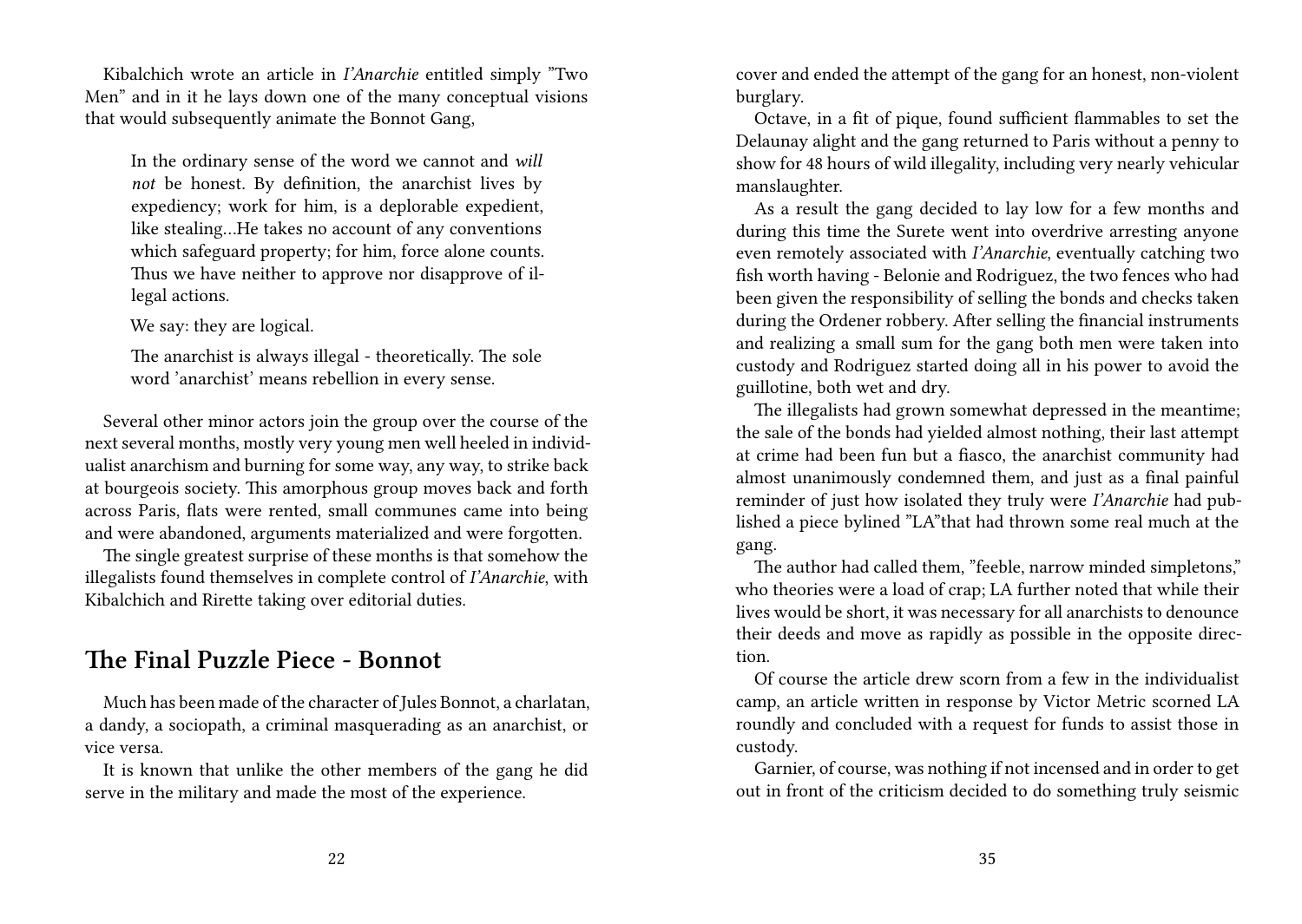Kibalchich wrote an article in *I'Anarchie* entitled simply "Two Men" and in it he lays down one of the many conceptual visions that would subsequently animate the Bonnot Gang,

> In the ordinary sense of the word we cannot and *will not* be honest. By definition, the anarchist lives by expediency; work for him, is a deplorable expedient, like stealing…He takes no account of any conventions which safeguard property; for him, force alone counts. Thus we have neither to approve nor disapprove of illegal actions.
>
> We say: they are logical.
>
> The anarchist is always illegal - theoretically. The sole word 'anarchist' means rebellion in every sense.

Several other minor actors join the group over the course of the next several months, mostly very young men well heeled in individualist anarchism and burning for some way, any way, to strike back at bourgeois society. This amorphous group moves back and forth across Paris, flats were rented, small communes came into being and were abandoned, arguments materialized and were forgotten.

The single greatest surprise of these months is that somehow the illegalists found themselves in complete control of *I'Anarchie*, with Kibalchich and Rirette taking over editorial duties.

## The Final Puzzle Piece - Bonnot

Much has been made of the character of Jules Bonnot, a charlatan, a dandy, a sociopath, a criminal masquerading as an anarchist, or vice versa.

It is known that unlike the other members of the gang he did serve in the military and made the most of the experience.

cover and ended the attempt of the gang for an honest, non-violent burglary.

Octave, in a fit of pique, found sufficient flammables to set the Delaunay alight and the gang returned to Paris without a penny to show for 48 hours of wild illegality, including very nearly vehicular manslaughter.

As a result the gang decided to lay low for a few months and during this time the Surete went into overdrive arresting anyone even remotely associated with *I'Anarchie*, eventually catching two fish worth having - Belonie and Rodriguez, the two fences who had been given the responsibility of selling the bonds and checks taken during the Ordener robbery. After selling the financial instruments and realizing a small sum for the gang both men were taken into custody and Rodriguez started doing all in his power to avoid the guillotine, both wet and dry.

The illegalists had grown somewhat depressed in the meantime; the sale of the bonds had yielded almost nothing, their last attempt at crime had been fun but a fiasco, the anarchist community had almost unanimously condemned them, and just as a final painful reminder of just how isolated they truly were *I'Anarchie* had published a piece bylined "LA"that had thrown some real much at the gang.

The author had called them, "feeble, narrow minded simpletons," who theories were a load of crap; LA further noted that while their lives would be short, it was necessary for all anarchists to denounce their deeds and move as rapidly as possible in the opposite direction.

Of course the article drew scorn from a few in the individualist camp, an article written in response by Victor Metric scorned LA roundly and concluded with a request for funds to assist those in custody.

Garnier, of course, was nothing if not incensed and in order to get out in front of the criticism decided to do something truly seismic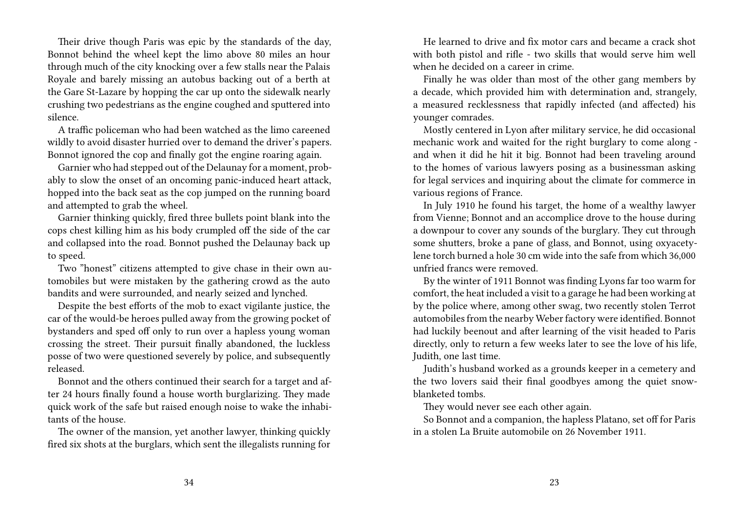Their drive though Paris was epic by the standards of the day, Bonnot behind the wheel kept the limo above 80 miles an hour through much of the city knocking over a few stalls near the Palais Royale and barely missing an autobus backing out of a berth at the Gare St-Lazare by hopping the car up onto the sidewalk nearly crushing two pedestrians as the engine coughed and sputtered into silence.

A traffic policeman who had been watched as the limo careened wildly to avoid disaster hurried over to demand the driver's papers. Bonnot ignored the cop and finally got the engine roaring again.

Garnier who had stepped out of the Delaunay for a moment, probably to slow the onset of an oncoming panic-induced heart attack, hopped into the back seat as the cop jumped on the running board and attempted to grab the wheel.

Garnier thinking quickly, fired three bullets point blank into the cops chest killing him as his body crumpled off the side of the car and collapsed into the road. Bonnot pushed the Delaunay back up to speed.

Two "honest" citizens attempted to give chase in their own automobiles but were mistaken by the gathering crowd as the auto bandits and were surrounded, and nearly seized and lynched.

Despite the best efforts of the mob to exact vigilante justice, the car of the would-be heroes pulled away from the growing pocket of bystanders and sped off only to run over a hapless young woman crossing the street. Their pursuit finally abandoned, the luckless posse of two were questioned severely by police, and subsequently released.

Bonnot and the others continued their search for a target and after 24 hours finally found a house worth burglarizing. They made quick work of the safe but raised enough noise to wake the inhabitants of the house.

The owner of the mansion, yet another lawyer, thinking quickly fired six shots at the burglars, which sent the illegalists running for

He learned to drive and fix motor cars and became a crack shot with both pistol and rifle - two skills that would serve him well when he decided on a career in crime.

Finally he was older than most of the other gang members by a decade, which provided him with determination and, strangely, a measured recklessness that rapidly infected (and affected) his younger comrades.

Mostly centered in Lyon after military service, he did occasional mechanic work and waited for the right burglary to come along - and when it did he hit it big. Bonnot had been traveling around to the homes of various lawyers posing as a businessman asking for legal services and inquiring about the climate for commerce in various regions of France.

In July 1910 he found his target, the home of a wealthy lawyer from Vienne; Bonnot and an accomplice drove to the house during a downpour to cover any sounds of the burglary. They cut through some shutters, broke a pane of glass, and Bonnot, using oxyacetylene torch burned a hole 30 cm wide into the safe from which 36,000 unfried francs were removed.

By the winter of 1911 Bonnot was finding Lyons far too warm for comfort, the heat included a visit to a garage he had been working at by the police where, among other swag, two recently stolen Terrot automobiles from the nearby Weber factory were identified. Bonnot had luckily beenout and after learning of the visit headed to Paris directly, only to return a few weeks later to see the love of his life, Judith, one last time.

Judith's husband worked as a grounds keeper in a cemetery and the two lovers said their final goodbyes among the quiet snow-blanketed tombs.

They would never see each other again.

So Bonnot and a companion, the hapless Platano, set off for Paris in a stolen La Bruite automobile on 26 November 1911.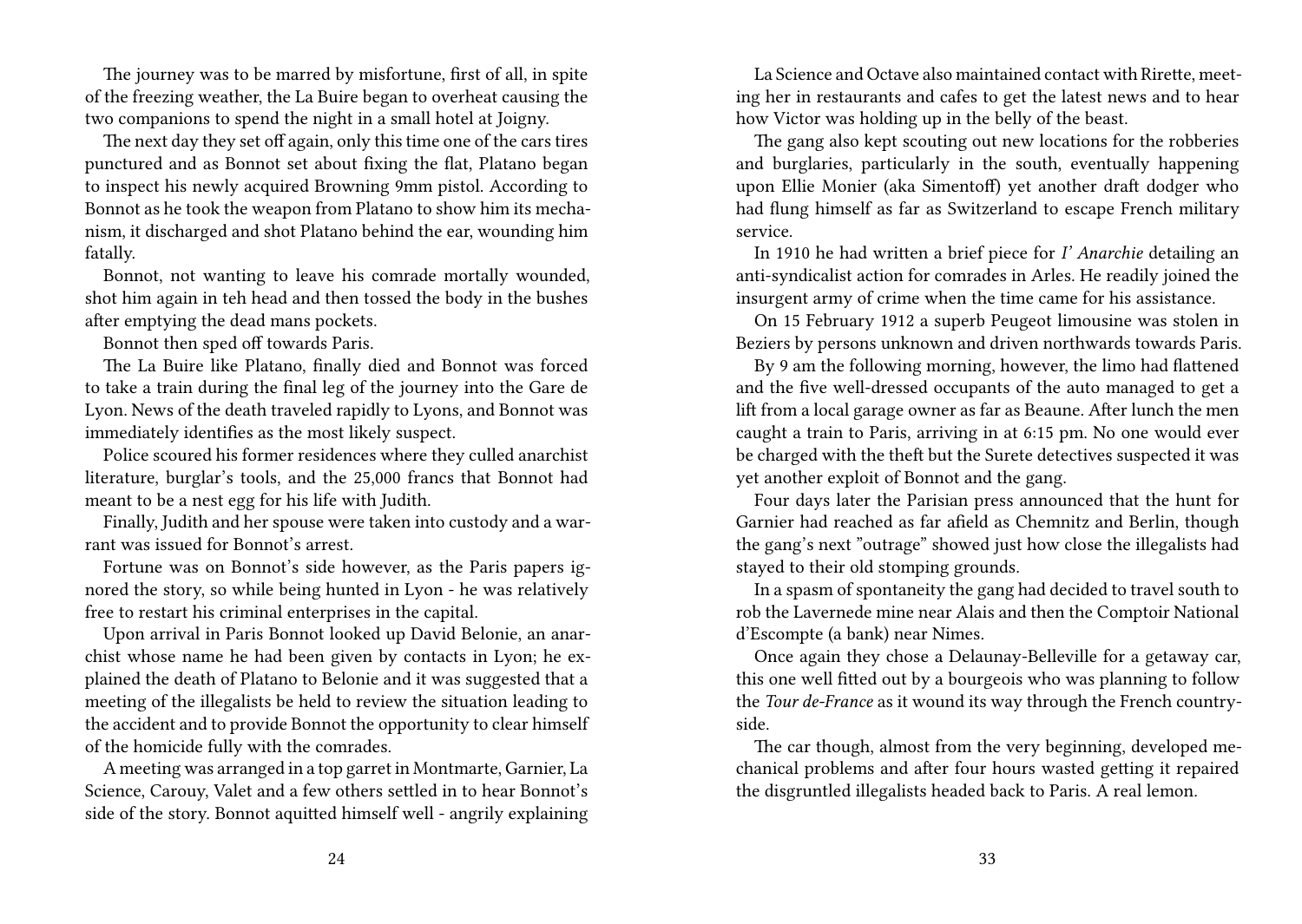The journey was to be marred by misfortune, first of all, in spite of the freezing weather, the La Buire began to overheat causing the two companions to spend the night in a small hotel at Joigny.

The next day they set off again, only this time one of the cars tires punctured and as Bonnot set about fixing the flat, Platano began to inspect his newly acquired Browning 9mm pistol. According to Bonnot as he took the weapon from Platano to show him its mechanism, it discharged and shot Platano behind the ear, wounding him fatally.

Bonnot, not wanting to leave his comrade mortally wounded, shot him again in teh head and then tossed the body in the bushes after emptying the dead mans pockets.

Bonnot then sped off towards Paris.

The La Buire like Platano, finally died and Bonnot was forced to take a train during the final leg of the journey into the Gare de Lyon. News of the death traveled rapidly to Lyons, and Bonnot was immediately identifies as the most likely suspect.

Police scoured his former residences where they culled anarchist literature, burglar's tools, and the 25,000 francs that Bonnot had meant to be a nest egg for his life with Judith.

Finally, Judith and her spouse were taken into custody and a warrant was issued for Bonnot's arrest.

Fortune was on Bonnot's side however, as the Paris papers ignored the story, so while being hunted in Lyon - he was relatively free to restart his criminal enterprises in the capital.

Upon arrival in Paris Bonnot looked up David Belonie, an anarchist whose name he had been given by contacts in Lyon; he explained the death of Platano to Belonie and it was suggested that a meeting of the illegalists be held to review the situation leading to the accident and to provide Bonnot the opportunity to clear himself of the homicide fully with the comrades.

A meeting was arranged in a top garret in Montmarte, Garnier, La Science, Carouy, Valet and a few others settled in to hear Bonnot's side of the story. Bonnot aquitted himself well - angrily explaining

La Science and Octave also maintained contact with Rirette, meeting her in restaurants and cafes to get the latest news and to hear how Victor was holding up in the belly of the beast.

The gang also kept scouting out new locations for the robberies and burglaries, particularly in the south, eventually happening upon Ellie Monier (aka Simentoff) yet another draft dodger who had flung himself as far as Switzerland to escape French military service.

In 1910 he had written a brief piece for *I' Anarchie* detailing an anti-syndicalist action for comrades in Arles. He readily joined the insurgent army of crime when the time came for his assistance.

On 15 February 1912 a superb Peugeot limousine was stolen in Beziers by persons unknown and driven northwards towards Paris.

By 9 am the following morning, however, the limo had flattened and the five well-dressed occupants of the auto managed to get a lift from a local garage owner as far as Beaune. After lunch the men caught a train to Paris, arriving in at 6:15 pm. No one would ever be charged with the theft but the Surete detectives suspected it was yet another exploit of Bonnot and the gang.

Four days later the Parisian press announced that the hunt for Garnier had reached as far afield as Chemnitz and Berlin, though the gang's next "outrage" showed just how close the illegalists had stayed to their old stomping grounds.

In a spasm of spontaneity the gang had decided to travel south to rob the Lavernede mine near Alais and then the Comptoir National d'Escompte (a bank) near Nimes.

Once again they chose a Delaunay-Belleville for a getaway car, this one well fitted out by a bourgeois who was planning to follow the *Tour de-France* as it wound its way through the French countryside.

The car though, almost from the very beginning, developed mechanical problems and after four hours wasted getting it repaired the disgruntled illegalists headed back to Paris. A real lemon.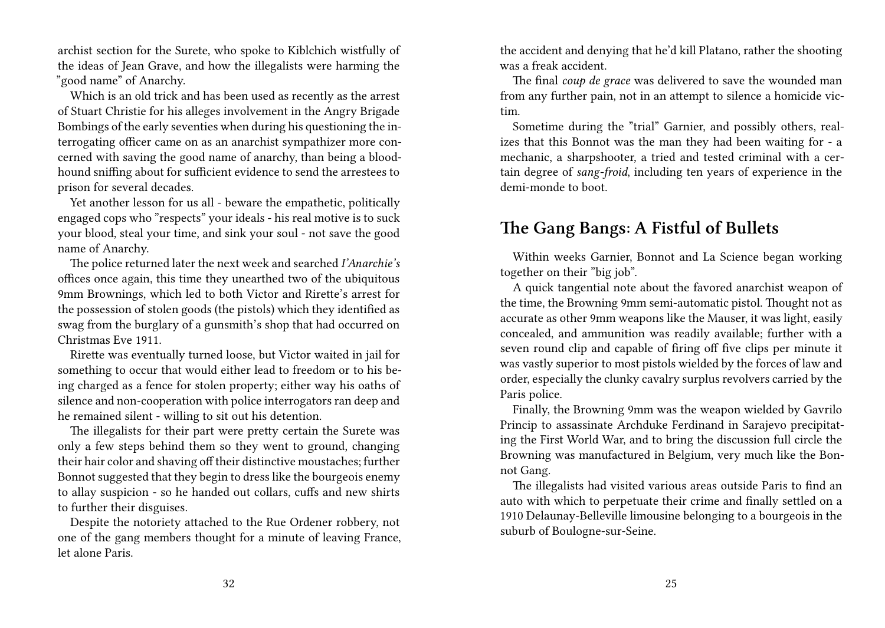archist section for the Surete, who spoke to Kiblchich wistfully of the ideas of Jean Grave, and how the illegalists were harming the "good name" of Anarchy.

Which is an old trick and has been used as recently as the arrest of Stuart Christie for his alleges involvement in the Angry Brigade Bombings of the early seventies when during his questioning the interrogating officer came on as an anarchist sympathizer more concerned with saving the good name of anarchy, than being a bloodhound sniffing about for sufficient evidence to send the arrestees to prison for several decades.

Yet another lesson for us all - beware the empathetic, politically engaged cops who "respects" your ideals - his real motive is to suck your blood, steal your time, and sink your soul - not save the good name of Anarchy.

The police returned later the next week and searched *I'Anarchie's* offices once again, this time they unearthed two of the ubiquitous 9mm Brownings, which led to both Victor and Rirette's arrest for the possession of stolen goods (the pistols) which they identified as swag from the burglary of a gunsmith's shop that had occurred on Christmas Eve 1911.

Rirette was eventually turned loose, but Victor waited in jail for something to occur that would either lead to freedom or to his being charged as a fence for stolen property; either way his oaths of silence and non-cooperation with police interrogators ran deep and he remained silent - willing to sit out his detention.

The illegalists for their part were pretty certain the Surete was only a few steps behind them so they went to ground, changing their hair color and shaving off their distinctive moustaches; further Bonnot suggested that they begin to dress like the bourgeois enemy to allay suspicion - so he handed out collars, cuffs and new shirts to further their disguises.

Despite the notoriety attached to the Rue Ordener robbery, not one of the gang members thought for a minute of leaving France, let alone Paris.

the accident and denying that he'd kill Platano, rather the shooting was a freak accident.

The final *coup de grace* was delivered to save the wounded man from any further pain, not in an attempt to silence a homicide victim.

Sometime during the "trial" Garnier, and possibly others, realizes that this Bonnot was the man they had been waiting for - a mechanic, a sharpshooter, a tried and tested criminal with a certain degree of *sang-froid*, including ten years of experience in the demi-monde to boot.

## The Gang Bangs: A Fistful of Bullets

Within weeks Garnier, Bonnot and La Science began working together on their "big job".

A quick tangential note about the favored anarchist weapon of the time, the Browning 9mm semi-automatic pistol. Thought not as accurate as other 9mm weapons like the Mauser, it was light, easily concealed, and ammunition was readily available; further with a seven round clip and capable of firing off five clips per minute it was vastly superior to most pistols wielded by the forces of law and order, especially the clunky cavalry surplus revolvers carried by the Paris police.

Finally, the Browning 9mm was the weapon wielded by Gavrilo Princip to assassinate Archduke Ferdinand in Sarajevo precipitating the First World War, and to bring the discussion full circle the Browning was manufactured in Belgium, very much like the Bonnot Gang.

The illegalists had visited various areas outside Paris to find an auto with which to perpetuate their crime and finally settled on a 1910 Delaunay-Belleville limousine belonging to a bourgeois in the suburb of Boulogne-sur-Seine.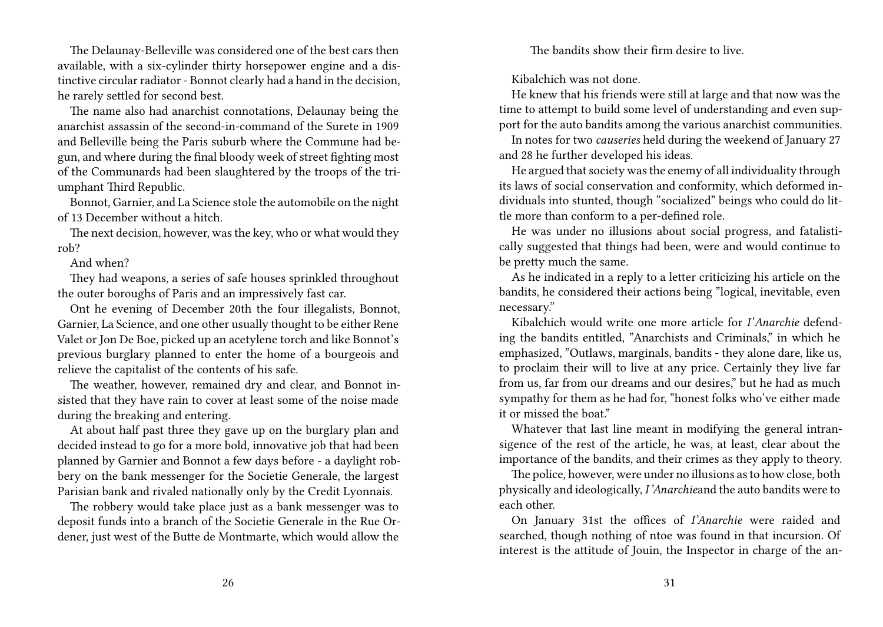The Delaunay-Belleville was considered one of the best cars then available, with a six-cylinder thirty horsepower engine and a distinctive circular radiator - Bonnot clearly had a hand in the decision, he rarely settled for second best.

The name also had anarchist connotations, Delaunay being the anarchist assassin of the second-in-command of the Surete in 1909 and Belleville being the Paris suburb where the Commune had begun, and where during the final bloody week of street fighting most of the Communards had been slaughtered by the troops of the triumphant Third Republic.

Bonnot, Garnier, and La Science stole the automobile on the night of 13 December without a hitch.

The next decision, however, was the key, who or what would they rob?

And when?

They had weapons, a series of safe houses sprinkled throughout the outer boroughs of Paris and an impressively fast car.

Ont he evening of December 20th the four illegalists, Bonnot, Garnier, La Science, and one other usually thought to be either Rene Valet or Jon De Boe, picked up an acetylene torch and like Bonnot's previous burglary planned to enter the home of a bourgeois and relieve the capitalist of the contents of his safe.

The weather, however, remained dry and clear, and Bonnot insisted that they have rain to cover at least some of the noise made during the breaking and entering.

At about half past three they gave up on the burglary plan and decided instead to go for a more bold, innovative job that had been planned by Garnier and Bonnot a few days before - a daylight robbery on the bank messenger for the Societie Generale, the largest Parisian bank and rivaled nationally only by the Credit Lyonnais.

The robbery would take place just as a bank messenger was to deposit funds into a branch of the Societie Generale in the Rue Ordener, just west of the Butte de Montmarte, which would allow the

The bandits show their firm desire to live.

Kibalchich was not done.

He knew that his friends were still at large and that now was the time to attempt to build some level of understanding and even support for the auto bandits among the various anarchist communities.

In notes for two *causeries* held during the weekend of January 27 and 28 he further developed his ideas.

He argued that society was the enemy of all individuality through its laws of social conservation and conformity, which deformed individuals into stunted, though "socialized" beings who could do little more than conform to a per-defined role.

He was under no illusions about social progress, and fatalistically suggested that things had been, were and would continue to be pretty much the same.

As he indicated in a reply to a letter criticizing his article on the bandits, he considered their actions being "logical, inevitable, even necessary."

Kibalchich would write one more article for *l'Anarchie* defending the bandits entitled, "Anarchists and Criminals," in which he emphasized, "Outlaws, marginals, bandits - they alone dare, like us, to proclaim their will to live at any price. Certainly they live far from us, far from our dreams and our desires," but he had as much sympathy for them as he had for, "honest folks who've either made it or missed the boat."

Whatever that last line meant in modifying the general intransigence of the rest of the article, he was, at least, clear about the importance of the bandits, and their crimes as they apply to theory.

The police, however, were under no illusions as to how close, both physically and ideologically, *l'Anarchie*and the auto bandits were to each other.

On January 31st the offices of *l'Anarchie* were raided and searched, though nothing of ntoe was found in that incursion. Of interest is the attitude of Jouin, the Inspector in charge of the an-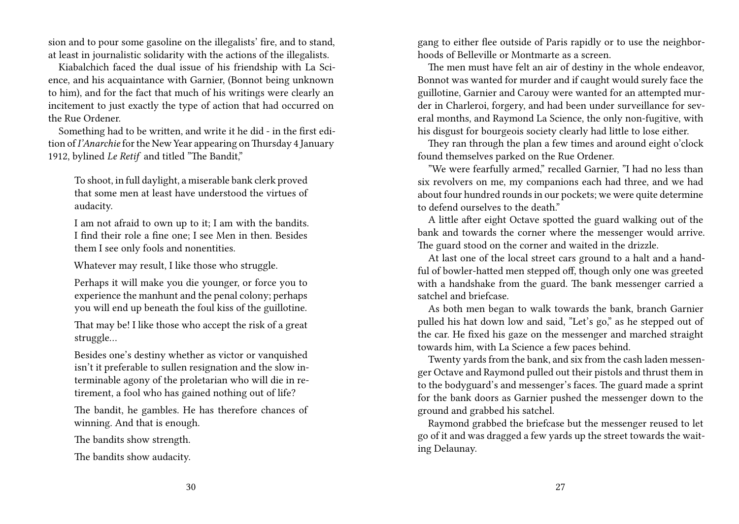sion and to pour some gasoline on the illegalists' fire, and to stand, at least in journalistic solidarity with the actions of the illegalists.

Kiabalchich faced the dual issue of his friendship with La Science, and his acquaintance with Garnier, (Bonnot being unknown to him), and for the fact that much of his writings were clearly an incitement to just exactly the type of action that had occurred on the Rue Ordener.

Something had to be written, and write it he did - in the first edition of *I'Anarchie* for the New Year appearing on Thursday 4 January 1912, bylined *Le Retif* and titled "The Bandit,"

> To shoot, in full daylight, a miserable bank clerk proved that some men at least have understood the virtues of audacity.
>
> I am not afraid to own up to it; I am with the bandits. I find their role a fine one; I see Men in then. Besides them I see only fools and nonentities.
>
> Whatever may result, I like those who struggle.
>
> Perhaps it will make you die younger, or force you to experience the manhunt and the penal colony; perhaps you will end up beneath the foul kiss of the guillotine.
>
> That may be! I like those who accept the risk of a great struggle…
>
> Besides one's destiny whether as victor or vanquished isn't it preferable to sullen resignation and the slow interminable agony of the proletarian who will die in retirement, a fool who has gained nothing out of life?
>
> The bandit, he gambles. He has therefore chances of winning. And that is enough.
>
> The bandits show strength.
>
> The bandits show audacity.

gang to either flee outside of Paris rapidly or to use the neighborhoods of Belleville or Montmarte as a screen.

The men must have felt an air of destiny in the whole endeavor, Bonnot was wanted for murder and if caught would surely face the guillotine, Garnier and Carouy were wanted for an attempted murder in Charleroi, forgery, and had been under surveillance for several months, and Raymond La Science, the only non-fugitive, with his disgust for bourgeois society clearly had little to lose either.

They ran through the plan a few times and around eight o'clock found themselves parked on the Rue Ordener.

"We were fearfully armed," recalled Garnier, "I had no less than six revolvers on me, my companions each had three, and we had about four hundred rounds in our pockets; we were quite determine to defend ourselves to the death."

A little after eight Octave spotted the guard walking out of the bank and towards the corner where the messenger would arrive. The guard stood on the corner and waited in the drizzle.

At last one of the local street cars ground to a halt and a handful of bowler-hatted men stepped off, though only one was greeted with a handshake from the guard. The bank messenger carried a satchel and briefcase.

As both men began to walk towards the bank, branch Garnier pulled his hat down low and said, "Let's go," as he stepped out of the car. He fixed his gaze on the messenger and marched straight towards him, with La Science a few paces behind.

Twenty yards from the bank, and six from the cash laden messenger Octave and Raymond pulled out their pistols and thrust them in to the bodyguard's and messenger's faces. The guard made a sprint for the bank doors as Garnier pushed the messenger down to the ground and grabbed his satchel.

Raymond grabbed the briefcase but the messenger reused to let go of it and was dragged a few yards up the street towards the waiting Delaunay.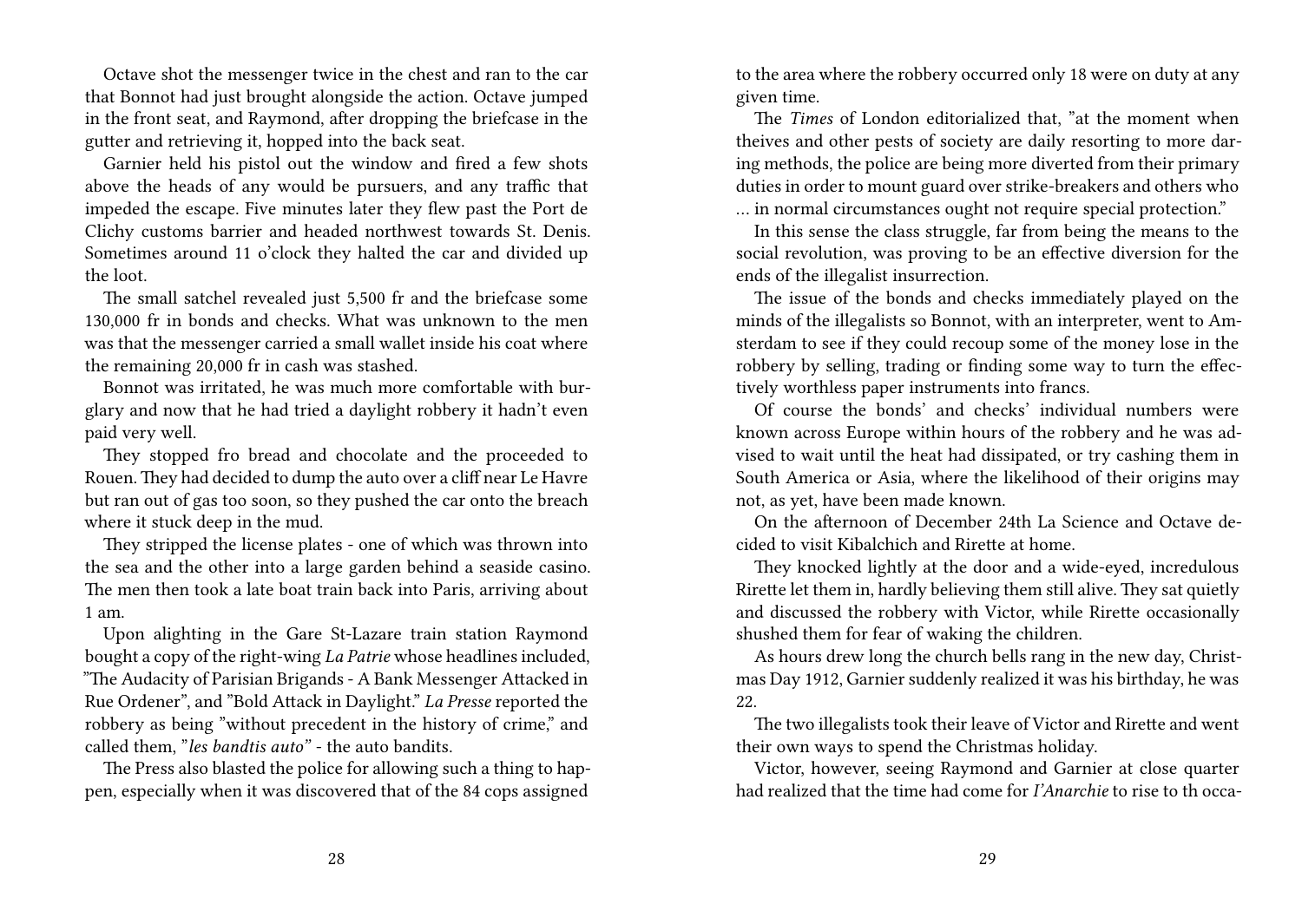Octave shot the messenger twice in the chest and ran to the car that Bonnot had just brought alongside the action. Octave jumped in the front seat, and Raymond, after dropping the briefcase in the gutter and retrieving it, hopped into the back seat.

Garnier held his pistol out the window and fired a few shots above the heads of any would be pursuers, and any traffic that impeded the escape. Five minutes later they flew past the Port de Clichy customs barrier and headed northwest towards St. Denis. Sometimes around 11 o'clock they halted the car and divided up the loot.

The small satchel revealed just 5,500 fr and the briefcase some 130,000 fr in bonds and checks. What was unknown to the men was that the messenger carried a small wallet inside his coat where the remaining 20,000 fr in cash was stashed.

Bonnot was irritated, he was much more comfortable with burglary and now that he had tried a daylight robbery it hadn't even paid very well.

They stopped fro bread and chocolate and the proceeded to Rouen. They had decided to dump the auto over a cliff near Le Havre but ran out of gas too soon, so they pushed the car onto the breach where it stuck deep in the mud.

They stripped the license plates - one of which was thrown into the sea and the other into a large garden behind a seaside casino. The men then took a late boat train back into Paris, arriving about 1 am.

Upon alighting in the Gare St-Lazare train station Raymond bought a copy of the right-wing *La Patrie* whose headlines included, "The Audacity of Parisian Brigands - A Bank Messenger Attacked in Rue Ordener", and "Bold Attack in Daylight." *La Presse* reported the robbery as being "without precedent in the history of crime," and called them, "*les bandtis auto*" - the auto bandits.

The Press also blasted the police for allowing such a thing to happen, especially when it was discovered that of the 84 cops assigned to the area where the robbery occurred only 18 were on duty at any given time.

The *Times* of London editorialized that, "at the moment when theives and other pests of society are daily resorting to more daring methods, the police are being more diverted from their primary duties in order to mount guard over strike-breakers and others who … in normal circumstances ought not require special protection."

In this sense the class struggle, far from being the means to the social revolution, was proving to be an effective diversion for the ends of the illegalist insurrection.

The issue of the bonds and checks immediately played on the minds of the illegalists so Bonnot, with an interpreter, went to Amsterdam to see if they could recoup some of the money lose in the robbery by selling, trading or finding some way to turn the effectively worthless paper instruments into francs.

Of course the bonds' and checks' individual numbers were known across Europe within hours of the robbery and he was advised to wait until the heat had dissipated, or try cashing them in South America or Asia, where the likelihood of their origins may not, as yet, have been made known.

On the afternoon of December 24th La Science and Octave decided to visit Kibalchich and Rirette at home.

They knocked lightly at the door and a wide-eyed, incredulous Rirette let them in, hardly believing them still alive. They sat quietly and discussed the robbery with Victor, while Rirette occasionally shushed them for fear of waking the children.

As hours drew long the church bells rang in the new day, Christmas Day 1912, Garnier suddenly realized it was his birthday, he was 22.

The two illegalists took their leave of Victor and Rirette and went their own ways to spend the Christmas holiday.

Victor, however, seeing Raymond and Garnier at close quarter had realized that the time had come for *l'Anarchie* to rise to th occa-